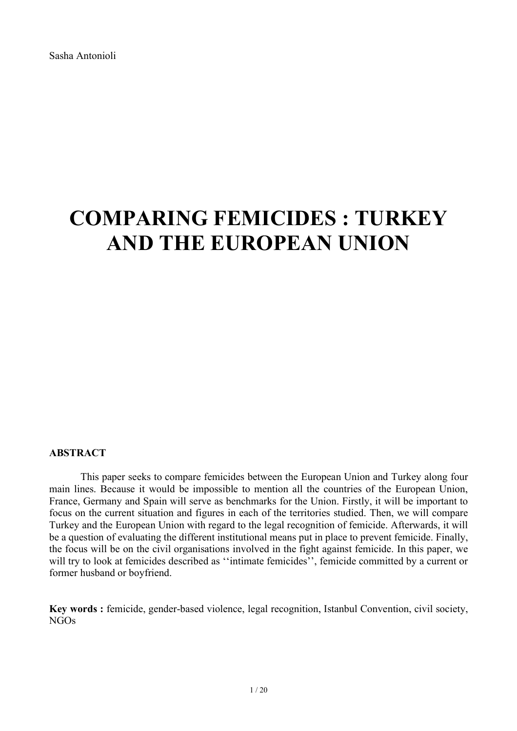Sasha Antonioli

# COMPARING FEMICIDES : TURKEY AND THE EUROPEAN UNION

**ABSTRACT**

This paper seeks to compare femicides between the European Union and Turkey along four main lines. Because it would be impossible to mention all the countries of the European Union, France, Germany and Spain will serve as benchmarks for the Union. Firstly, it will be important to focus on the current situation and figures in each of the territories studied. Then, we will compare Turkey and the European Union with regard to the legal recognition of femicide. Afterwards, it will be a question of evaluating the different institutional means put in place to prevent femicide. Finally, the focus will be on the civil organisations involved in the fight against femicide. In this paper, we will try to look at femicides described as ''intimate femicides'', femicide committed by a current or former husband or boyfriend.

**Key words :** femicide, gender-based violence, legal recognition, Istanbul Convention, civil society, NGOs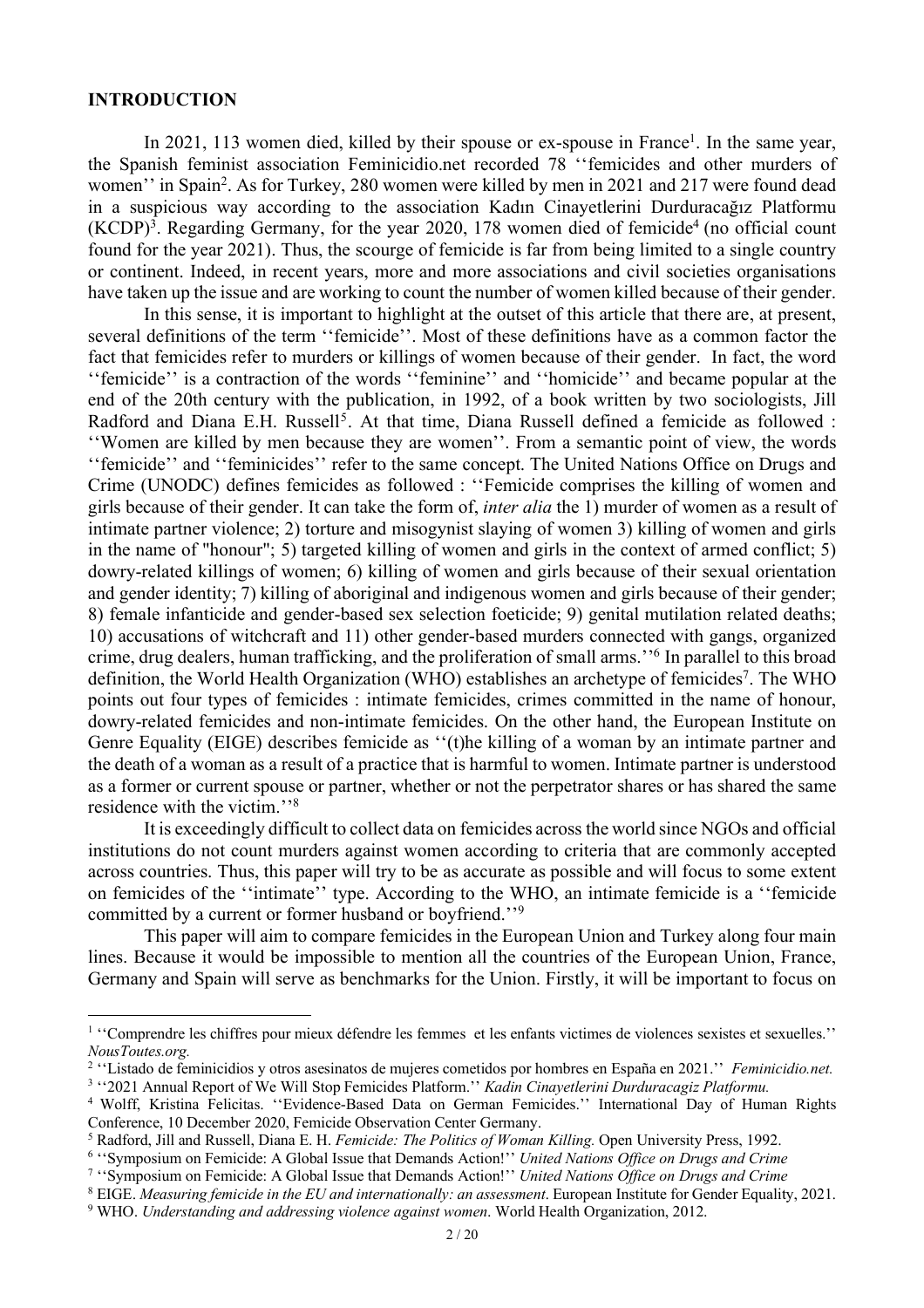# INTRODUCTION

In 2021, 113 women died, killed by their spouse or ex-spouse in France[1]. In the same year, the Spanish feminist association Feminicidio.net recorded 78 ''femicides and other murders of women'' in Spain[2]. As for Turkey, 280 women were killed by men in 2021 and 217 were found dead in a suspicious way according to the association Kadın Cinayetlerini Durduracağız Platformu (KCDP)[3]. Regarding Germany, for the year 2020, 178 women died of femicide[4] (no official count found for the year 2021). Thus, the scourge of femicide is far from being limited to a single country or continent. Indeed, in recent years, more and more associations and civil societies organisations have taken up the issue and are working to count the number of women killed because of their gender.

In this sense, it is important to highlight at the outset of this article that there are, at present, several definitions of the term ''femicide''. Most of these definitions have as a common factor the fact that femicides refer to murders or killings of women because of their gender. In fact, the word ''femicide'' is a contraction of the words ''feminine'' and ''homicide'' and became popular at the end of the 20th century with the publication, in 1992, of a book written by two sociologists, Jill Radford and Diana E.H. Russell[5]. At that time, Diana Russell defined a femicide as followed : ''Women are killed by men because they are women''. From a semantic point of view, the words ''femicide'' and ''feminicides'' refer to the same concept. The United Nations Office on Drugs and Crime (UNODC) defines femicides as followed : ''Femicide comprises the killing of women and girls because of their gender. It can take the form of, *inter alia* the 1) murder of women as a result of intimate partner violence; 2) torture and misogynist slaying of women 3) killing of women and girls in the name of "honour"; 5) targeted killing of women and girls in the context of armed conflict; 5) dowry-related killings of women; 6) killing of women and girls because of their sexual orientation and gender identity; 7) killing of aboriginal and indigenous women and girls because of their gender; 8) female infanticide and gender-based sex selection foeticide; 9) genital mutilation related deaths; 10) accusations of witchcraft and 11) other gender-based murders connected with gangs, organized crime, drug dealers, human trafficking, and the proliferation of small arms.''[6] In parallel to this broad definition, the World Health Organization (WHO) establishes an archetype of femicides[7]. The WHO points out four types of femicides : intimate femicides, crimes committed in the name of honour, dowry-related femicides and non-intimate femicides. On the other hand, the European Institute on Genre Equality (EIGE) describes femicide as ''(t)he killing of a woman by an intimate partner and the death of a woman as a result of a practice that is harmful to women. Intimate partner is understood as a former or current spouse or partner, whether or not the perpetrator shares or has shared the same residence with the victim.''[8]

It is exceedingly difficult to collect data on femicides across the world since NGOs and official institutions do not count murders against women according to criteria that are commonly accepted across countries. Thus, this paper will try to be as accurate as possible and will focus to some extent on femicides of the ''intimate'' type. According to the WHO, an intimate femicide is a ''femicide committed by a current or former husband or boyfriend.''[9]

This paper will aim to compare femicides in the European Union and Turkey along four main lines. Because it would be impossible to mention all the countries of the European Union, France, Germany and Spain will serve as benchmarks for the Union. Firstly, it will be important to focus on

---

[1] ''Comprendre les chiffres pour mieux défendre les femmes et les enfants victimes de violences sexistes et sexuelles.'' *NousToutes.org.*

[2] ''Listado de feminicidios y otros asesinatos de mujeres cometidos por hombres en España en 2021.'' *Feminicidio.net.*

[3] ''2021 Annual Report of We Will Stop Femicides Platform.'' *Kadin Cinayetlerini Durduracagiz Platformu.*

[4] Wolff, Kristina Felicitas. ''Evidence-Based Data on German Femicides.'' International Day of Human Rights Conference, 10 December 2020, Femicide Observation Center Germany.

[5] Radford, Jill and Russell, Diana E. H. *Femicide: The Politics of Woman Killing.* Open University Press, 1992.

[6] ''Symposium on Femicide: A Global Issue that Demands Action!'' *United Nations Office on Drugs and Crime*

[7] ''Symposium on Femicide: A Global Issue that Demands Action!'' *United Nations Office on Drugs and Crime*

[8] EIGE. *Measuring femicide in the EU and internationally: an assessment*. European Institute for Gender Equality, 2021.

[9] WHO. *Understanding and addressing violence against women*. World Health Organization, 2012.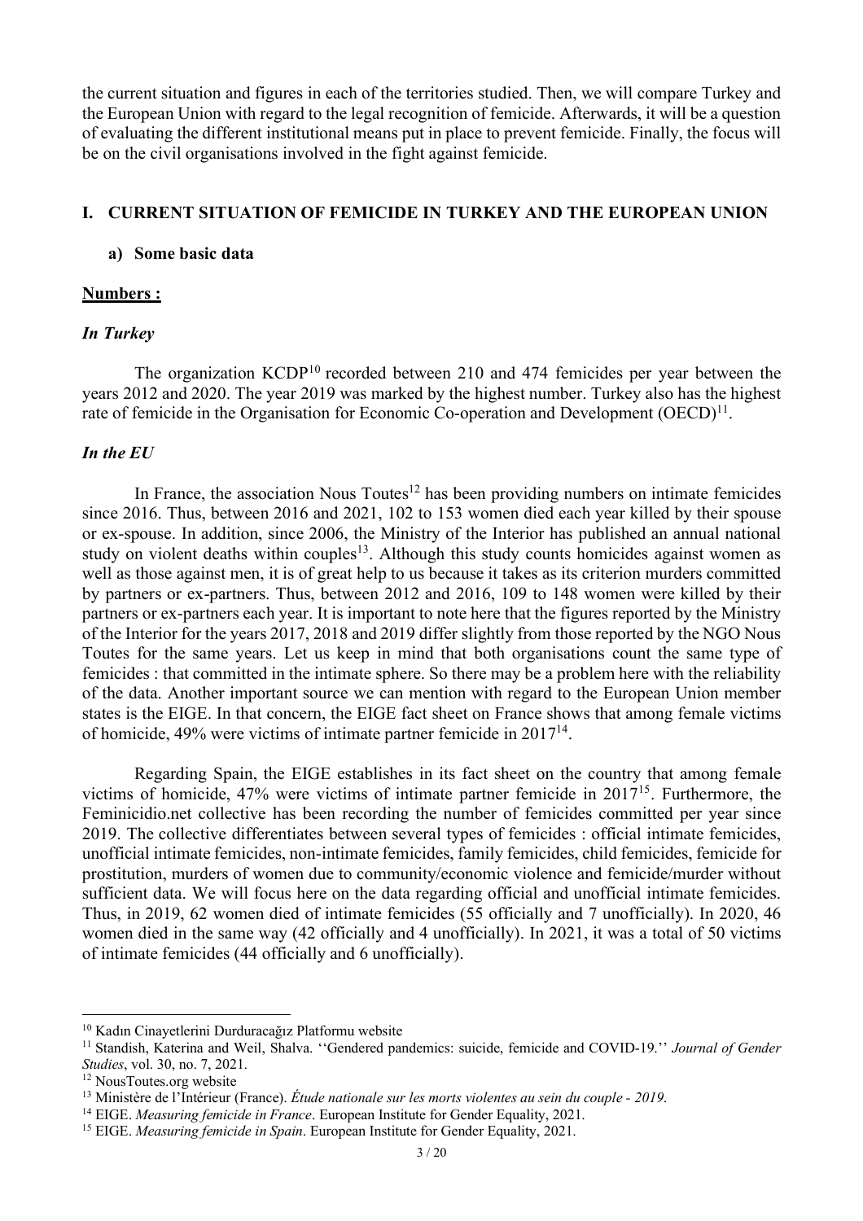the current situation and figures in each of the territories studied. Then, we will compare Turkey and the European Union with regard to the legal recognition of femicide. Afterwards, it will be a question of evaluating the different institutional means put in place to prevent femicide. Finally, the focus will be on the civil organisations involved in the fight against femicide.

## I. CURRENT SITUATION OF FEMICIDE IN TURKEY AND THE EUROPEAN UNION

### a) Some basic data

**Numbers :**

***In Turkey***

The organization KCDP[10] recorded between 210 and 474 femicides per year between the years 2012 and 2020. The year 2019 was marked by the highest number. Turkey also has the highest rate of femicide in the Organisation for Economic Co-operation and Development (OECD)[11].

***In the EU***

In France, the association Nous Toutes[12] has been providing numbers on intimate femicides since 2016. Thus, between 2016 and 2021, 102 to 153 women died each year killed by their spouse or ex-spouse. In addition, since 2006, the Ministry of the Interior has published an annual national study on violent deaths within couples[13]. Although this study counts homicides against women as well as those against men, it is of great help to us because it takes as its criterion murders committed by partners or ex-partners. Thus, between 2012 and 2016, 109 to 148 women were killed by their partners or ex-partners each year. It is important to note here that the figures reported by the Ministry of the Interior for the years 2017, 2018 and 2019 differ slightly from those reported by the NGO Nous Toutes for the same years. Let us keep in mind that both organisations count the same type of femicides : that committed in the intimate sphere. So there may be a problem here with the reliability of the data. Another important source we can mention with regard to the European Union member states is the EIGE. In that concern, the EIGE fact sheet on France shows that among female victims of homicide, 49% were victims of intimate partner femicide in 2017[14].

Regarding Spain, the EIGE establishes in its fact sheet on the country that among female victims of homicide, 47% were victims of intimate partner femicide in 2017[15]. Furthermore, the Feminicidio.net collective has been recording the number of femicides committed per year since 2019. The collective differentiates between several types of femicides : official intimate femicides, unofficial intimate femicides, non-intimate femicides, family femicides, child femicides, femicide for prostitution, murders of women due to community/economic violence and femicide/murder without sufficient data. We will focus here on the data regarding official and unofficial intimate femicides. Thus, in 2019, 62 women died of intimate femicides (55 officially and 7 unofficially). In 2020, 46 women died in the same way (42 officially and 4 unofficially). In 2021, it was a total of 50 victims of intimate femicides (44 officially and 6 unofficially).

---

[10] Kadın Cinayetlerini Durduracağız Platformu website

[11] Standish, Katerina and Weil, Shalva. ''Gendered pandemics: suicide, femicide and COVID-19.'' *Journal of Gender Studies*, vol. 30, no. 7, 2021.

[12] NousToutes.org website

[13] Ministère de l'Intérieur (France). *Étude nationale sur les morts violentes au sein du couple - 2019*.

[14] EIGE. *Measuring femicide in France*. European Institute for Gender Equality, 2021.

[15] EIGE. *Measuring femicide in Spain*. European Institute for Gender Equality, 2021.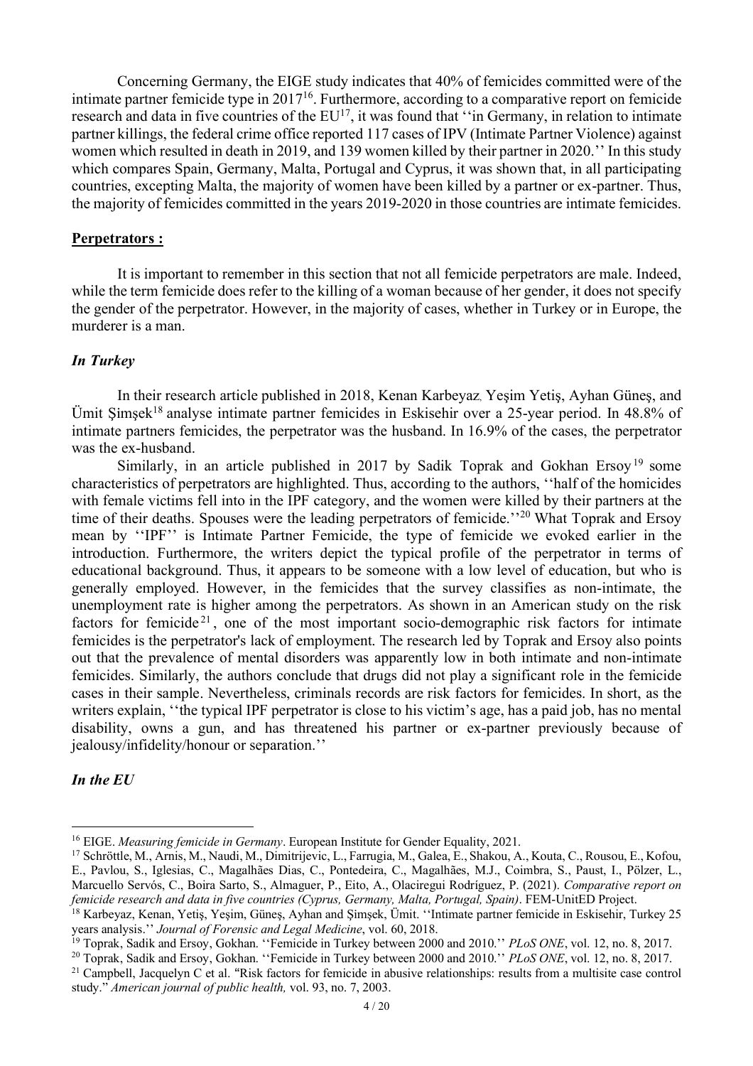Concerning Germany, the EIGE study indicates that 40% of femicides committed were of the intimate partner femicide type in 2017[16]. Furthermore, according to a comparative report on femicide research and data in five countries of the EU[17], it was found that ''in Germany, in relation to intimate partner killings, the federal crime office reported 117 cases of IPV (Intimate Partner Violence) against women which resulted in death in 2019, and 139 women killed by their partner in 2020.'' In this study which compares Spain, Germany, Malta, Portugal and Cyprus, it was shown that, in all participating countries, excepting Malta, the majority of women have been killed by a partner or ex-partner. Thus, the majority of femicides committed in the years 2019-2020 in those countries are intimate femicides.

**Perpetrators :**

It is important to remember in this section that not all femicide perpetrators are male. Indeed, while the term femicide does refer to the killing of a woman because of her gender, it does not specify the gender of the perpetrator. However, in the majority of cases, whether in Turkey or in Europe, the murderer is a man.

***In Turkey***

In their research article published in 2018, Kenan Karbeyaz, Yeşim Yetiş, Ayhan Güneş, and Ümit Şimşek[18] analyse intimate partner femicides in Eskisehir over a 25-year period. In 48.8% of intimate partners femicides, the perpetrator was the husband. In 16.9% of the cases, the perpetrator was the ex-husband.

Similarly, in an article published in 2017 by Sadik Toprak and Gokhan Ersoy[19] some characteristics of perpetrators are highlighted. Thus, according to the authors, ''half of the homicides with female victims fell into in the IPF category, and the women were killed by their partners at the time of their deaths. Spouses were the leading perpetrators of femicide.''[20] What Toprak and Ersoy mean by ''IPF'' is Intimate Partner Femicide, the type of femicide we evoked earlier in the introduction. Furthermore, the writers depict the typical profile of the perpetrator in terms of educational background. Thus, it appears to be someone with a low level of education, but who is generally employed. However, in the femicides that the survey classifies as non-intimate, the unemployment rate is higher among the perpetrators. As shown in an American study on the risk factors for femicide[21], one of the most important socio-demographic risk factors for intimate femicides is the perpetrator's lack of employment. The research led by Toprak and Ersoy also points out that the prevalence of mental disorders was apparently low in both intimate and non-intimate femicides. Similarly, the authors conclude that drugs did not play a significant role in the femicide cases in their sample. Nevertheless, criminals records are risk factors for femicides. In short, as the writers explain, ''the typical IPF perpetrator is close to his victim's age, has a paid job, has no mental disability, owns a gun, and has threatened his partner or ex-partner previously because of jealousy/infidelity/honour or separation.''

***In the EU***

---

[16] EIGE. *Measuring femicide in Germany*. European Institute for Gender Equality, 2021.

[17] Schröttle, M., Arnis, M., Naudi, M., Dimitrijevic, L., Farrugia, M., Galea, E., Shakou, A., Kouta, C., Rousou, E., Kofou, E., Pavlou, S., Iglesias, C., Magalhães Dias, C., Pontedeira, C., Magalhães, M.J., Coimbra, S., Paust, I., Pölzer, L., Marcuello Servós, C., Boira Sarto, S., Almaguer, P., Eito, A., Olaciregui Rodríguez, P. (2021). *Comparative report on femicide research and data in five countries (Cyprus, Germany, Malta, Portugal, Spain)*. FEM-UnitED Project.

[18] Karbeyaz, Kenan, Yetiş, Yeşim, Güneş, Ayhan and Şimşek, Ümit. ''Intimate partner femicide in Eskisehir, Turkey 25 years analysis.'' *Journal of Forensic and Legal Medicine*, vol. 60, 2018.

[19] Toprak, Sadik and Ersoy, Gokhan. ''Femicide in Turkey between 2000 and 2010.'' *PLoS ONE*, vol. 12, no. 8, 2017.

[20] Toprak, Sadik and Ersoy, Gokhan. ''Femicide in Turkey between 2000 and 2010.'' *PLoS ONE*, vol. 12, no. 8, 2017.

[21] Campbell, Jacquelyn C et al. "Risk factors for femicide in abusive relationships: results from a multisite case control study." *American journal of public health,* vol. 93, no. 7, 2003.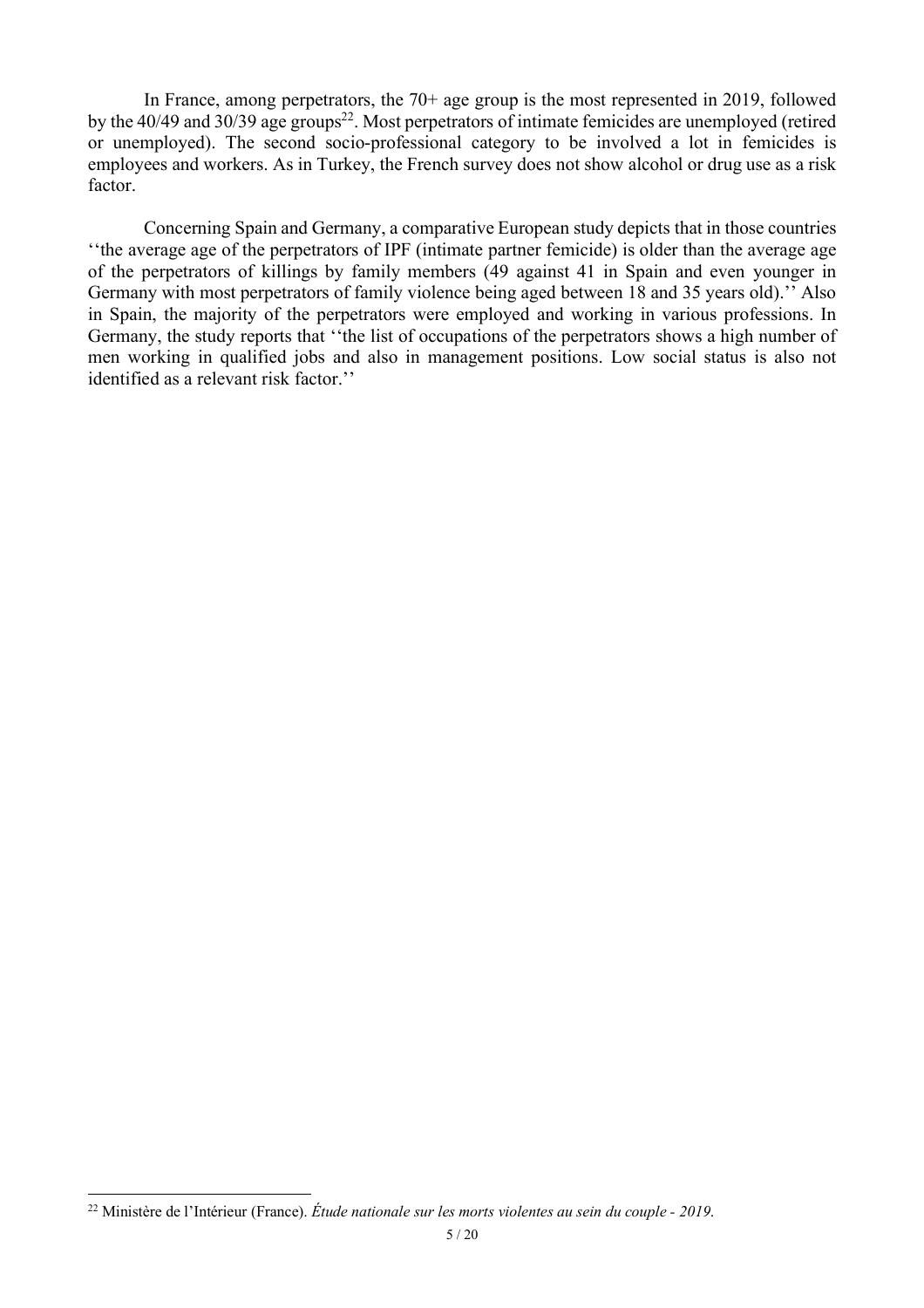In France, among perpetrators, the 70+ age group is the most represented in 2019, followed by the 40/49 and 30/39 age groups[22]. Most perpetrators of intimate femicides are unemployed (retired or unemployed). The second socio-professional category to be involved a lot in femicides is employees and workers. As in Turkey, the French survey does not show alcohol or drug use as a risk factor.

Concerning Spain and Germany, a comparative European study depicts that in those countries ''the average age of the perpetrators of IPF (intimate partner femicide) is older than the average age of the perpetrators of killings by family members (49 against 41 in Spain and even younger in Germany with most perpetrators of family violence being aged between 18 and 35 years old).'' Also in Spain, the majority of the perpetrators were employed and working in various professions. In Germany, the study reports that ''the list of occupations of the perpetrators shows a high number of men working in qualified jobs and also in management positions. Low social status is also not identified as a relevant risk factor.''

[22] Ministère de l'Intérieur (France). *Étude nationale sur les morts violentes au sein du couple - 2019*.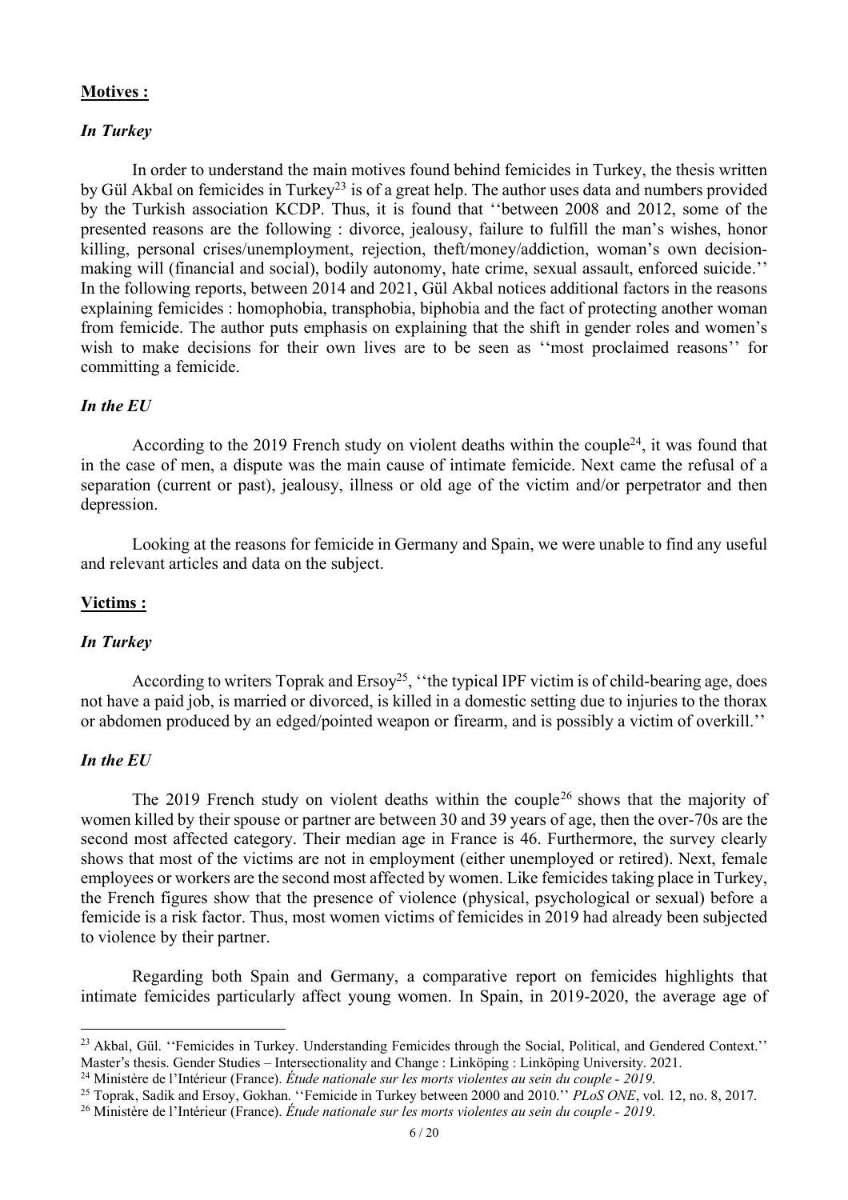**Motives :**

***In Turkey***

In order to understand the main motives found behind femicides in Turkey, the thesis written by Gül Akbal on femicides in Turkey[23] is of a great help. The author uses data and numbers provided by the Turkish association KCDP. Thus, it is found that ''between 2008 and 2012, some of the presented reasons are the following : divorce, jealousy, failure to fulfill the man's wishes, honor killing, personal crises/unemployment, rejection, theft/money/addiction, woman's own decision-making will (financial and social), bodily autonomy, hate crime, sexual assault, enforced suicide.'' In the following reports, between 2014 and 2021, Gül Akbal notices additional factors in the reasons explaining femicides : homophobia, transphobia, biphobia and the fact of protecting another woman from femicide. The author puts emphasis on explaining that the shift in gender roles and women's wish to make decisions for their own lives are to be seen as ''most proclaimed reasons'' for committing a femicide.

***In the EU***

According to the 2019 French study on violent deaths within the couple[24], it was found that in the case of men, a dispute was the main cause of intimate femicide. Next came the refusal of a separation (current or past), jealousy, illness or old age of the victim and/or perpetrator and then depression.

Looking at the reasons for femicide in Germany and Spain, we were unable to find any useful and relevant articles and data on the subject.

**Victims :**

***In Turkey***

According to writers Toprak and Ersoy[25], ''the typical IPF victim is of child-bearing age, does not have a paid job, is married or divorced, is killed in a domestic setting due to injuries to the thorax or abdomen produced by an edged/pointed weapon or firearm, and is possibly a victim of overkill.''

***In the EU***

The 2019 French study on violent deaths within the couple[26] shows that the majority of women killed by their spouse or partner are between 30 and 39 years of age, then the over-70s are the second most affected category. Their median age in France is 46. Furthermore, the survey clearly shows that most of the victims are not in employment (either unemployed or retired). Next, female employees or workers are the second most affected by women. Like femicides taking place in Turkey, the French figures show that the presence of violence (physical, psychological or sexual) before a femicide is a risk factor. Thus, most women victims of femicides in 2019 had already been subjected to violence by their partner.

Regarding both Spain and Germany, a comparative report on femicides highlights that intimate femicides particularly affect young women. In Spain, in 2019-2020, the average age of

---

[23] Akbal, Gül. ''Femicides in Turkey. Understanding Femicides through the Social, Political, and Gendered Context.'' Master's thesis. Gender Studies – Intersectionality and Change : Linköping : Linköping University. 2021.

[24] Ministère de l'Intérieur (France). *Étude nationale sur les morts violentes au sein du couple - 2019*.

[25] Toprak, Sadik and Ersoy, Gokhan. ''Femicide in Turkey between 2000 and 2010.'' *PLoS ONE*, vol. 12, no. 8, 2017.

[26] Ministère de l'Intérieur (France). *Étude nationale sur les morts violentes au sein du couple - 2019*.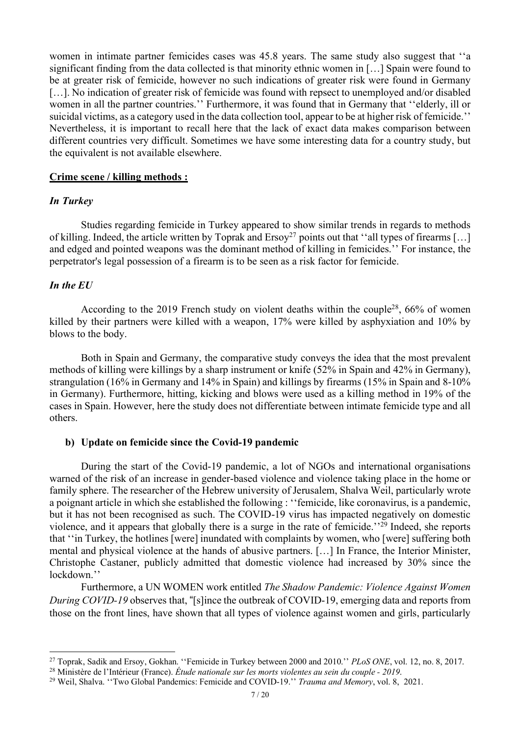women in intimate partner femicides cases was 45.8 years. The same study also suggest that ''a significant finding from the data collected is that minority ethnic women in […] Spain were found to be at greater risk of femicide, however no such indications of greater risk were found in Germany […]. No indication of greater risk of femicide was found with repsect to unemployed and/or disabled women in all the partner countries.'' Furthermore, it was found that in Germany that ''elderly, ill or suicidal victims, as a category used in the data collection tool, appear to be at higher risk of femicide.'' Nevertheless, it is important to recall here that the lack of exact data makes comparison between different countries very difficult. Sometimes we have some interesting data for a country study, but the equivalent is not available elsewhere.

**Crime scene / killing methods :**

***In Turkey***

Studies regarding femicide in Turkey appeared to show similar trends in regards to methods of killing. Indeed, the article written by Toprak and Ersoy[27] points out that ''all types of firearms […] and edged and pointed weapons was the dominant method of killing in femicides.'' For instance, the perpetrator's legal possession of a firearm is to be seen as a risk factor for femicide.

***In the EU***

According to the 2019 French study on violent deaths within the couple[28], 66% of women killed by their partners were killed with a weapon, 17% were killed by asphyxiation and 10% by blows to the body.

Both in Spain and Germany, the comparative study conveys the idea that the most prevalent methods of killing were killings by a sharp instrument or knife (52% in Spain and 42% in Germany), strangulation (16% in Germany and 14% in Spain) and killings by firearms (15% in Spain and 8-10% in Germany). Furthermore, hitting, kicking and blows were used as a killing method in 19% of the cases in Spain. However, here the study does not differentiate between intimate femicide type and all others.

**b) Update on femicide since the Covid-19 pandemic**

During the start of the Covid-19 pandemic, a lot of NGOs and international organisations warned of the risk of an increase in gender-based violence and violence taking place in the home or family sphere. The researcher of the Hebrew university of Jerusalem, Shalva Weil, particularly wrote a poignant article in which she established the following : ''femicide, like coronavirus, is a pandemic, but it has not been recognised as such. The COVID-19 virus has impacted negatively on domestic violence, and it appears that globally there is a surge in the rate of femicide.''[29] Indeed, she reports that ''in Turkey, the hotlines [were] inundated with complaints by women, who [were] suffering both mental and physical violence at the hands of abusive partners. […] In France, the Interior Minister, Christophe Castaner, publicly admitted that domestic violence had increased by 30% since the lockdown.''

Furthermore, a UN WOMEN work entitled *The Shadow Pandemic: Violence Against Women During COVID-19* observes that, "[s]ince the outbreak of COVID-19, emerging data and reports from those on the front lines, have shown that all types of violence against women and girls, particularly

[27] Toprak, Sadik and Ersoy, Gokhan. ''Femicide in Turkey between 2000 and 2010.'' *PLoS ONE*, vol. 12, no. 8, 2017.

[28] Ministère de l'Intérieur (France). *Étude nationale sur les morts violentes au sein du couple - 2019.*

[29] Weil, Shalva. ''Two Global Pandemics: Femicide and COVID-19.'' *Trauma and Memory*, vol. 8, 2021.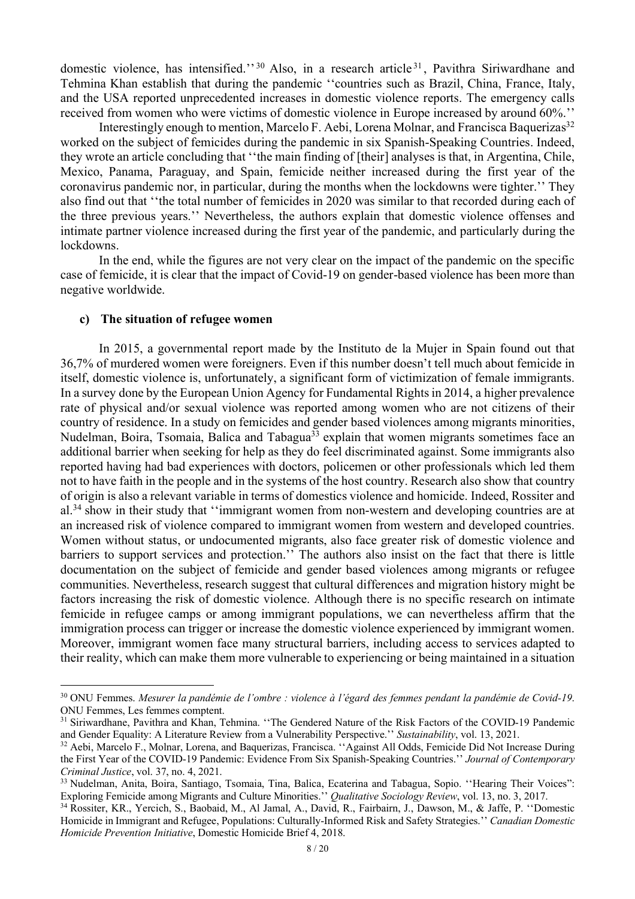domestic violence, has intensified.''[30] Also, in a research article[31], Pavithra Siriwardhane and Tehmina Khan establish that during the pandemic ''countries such as Brazil, China, France, Italy, and the USA reported unprecedented increases in domestic violence reports. The emergency calls received from women who were victims of domestic violence in Europe increased by around 60%.''

Interestingly enough to mention, Marcelo F. Aebi, Lorena Molnar, and Francisca Baquerizas[32] worked on the subject of femicides during the pandemic in six Spanish-Speaking Countries. Indeed, they wrote an article concluding that ''the main finding of [their] analyses is that, in Argentina, Chile, Mexico, Panama, Paraguay, and Spain, femicide neither increased during the first year of the coronavirus pandemic nor, in particular, during the months when the lockdowns were tighter.'' They also find out that ''the total number of femicides in 2020 was similar to that recorded during each of the three previous years.'' Nevertheless, the authors explain that domestic violence offenses and intimate partner violence increased during the first year of the pandemic, and particularly during the lockdowns.

In the end, while the figures are not very clear on the impact of the pandemic on the specific case of femicide, it is clear that the impact of Covid-19 on gender-based violence has been more than negative worldwide.

### c) The situation of refugee women

In 2015, a governmental report made by the Instituto de la Mujer in Spain found out that 36,7% of murdered women were foreigners. Even if this number doesn't tell much about femicide in itself, domestic violence is, unfortunately, a significant form of victimization of female immigrants. In a survey done by the European Union Agency for Fundamental Rights in 2014, a higher prevalence rate of physical and/or sexual violence was reported among women who are not citizens of their country of residence. In a study on femicides and gender based violences among migrants minorities, Nudelman, Boira, Tsomaia, Balica and Tabagua[33] explain that women migrants sometimes face an additional barrier when seeking for help as they do feel discriminated against. Some immigrants also reported having had bad experiences with doctors, policemen or other professionals which led them not to have faith in the people and in the systems of the host country. Research also show that country of origin is also a relevant variable in terms of domestics violence and homicide. Indeed, Rossiter and al.[34] show in their study that ''immigrant women from non-western and developing countries are at an increased risk of violence compared to immigrant women from western and developed countries. Women without status, or undocumented migrants, also face greater risk of domestic violence and barriers to support services and protection.'' The authors also insist on the fact that there is little documentation on the subject of femicide and gender based violences among migrants or refugee communities. Nevertheless, research suggest that cultural differences and migration history might be factors increasing the risk of domestic violence. Although there is no specific research on intimate femicide in refugee camps or among immigrant populations, we can nevertheless affirm that the immigration process can trigger or increase the domestic violence experienced by immigrant women. Moreover, immigrant women face many structural barriers, including access to services adapted to their reality, which can make them more vulnerable to experiencing or being maintained in a situation

---

[30] ONU Femmes. *Mesurer la pandémie de l'ombre : violence à l'égard des femmes pendant la pandémie de Covid-19*. ONU Femmes, Les femmes comptent.

[31] Siriwardhane, Pavithra and Khan, Tehmina. ''The Gendered Nature of the Risk Factors of the COVID-19 Pandemic and Gender Equality: A Literature Review from a Vulnerability Perspective.'' *Sustainability*, vol. 13, 2021.

[32] Aebi, Marcelo F., Molnar, Lorena, and Baquerizas, Francisca. ''Against All Odds, Femicide Did Not Increase During the First Year of the COVID-19 Pandemic: Evidence From Six Spanish-Speaking Countries.'' *Journal of Contemporary Criminal Justice*, vol. 37, no. 4, 2021.

[33] Nudelman, Anita, Boira, Santiago, Tsomaia, Tina, Balica, Ecaterina and Tabagua, Sopio. ''Hearing Their Voices'': Exploring Femicide among Migrants and Culture Minorities.'' *Qualitative Sociology Review*, vol. 13, no. 3, 2017.

[34] Rossiter, KR., Yercich, S., Baobaid, M., Al Jamal, A., David, R., Fairbairn, J., Dawson, M., & Jaffe, P. ''Domestic Homicide in Immigrant and Refugee, Populations: Culturally-Informed Risk and Safety Strategies.'' *Canadian Domestic Homicide Prevention Initiative*, Domestic Homicide Brief 4, 2018.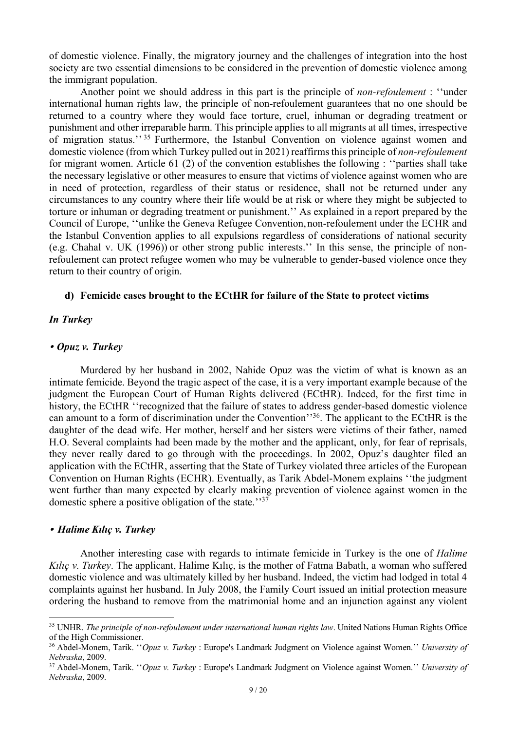of domestic violence. Finally, the migratory journey and the challenges of integration into the host society are two essential dimensions to be considered in the prevention of domestic violence among the immigrant population.

Another point we should address in this part is the principle of *non-refoulement* : ''under international human rights law, the principle of non-refoulement guarantees that no one should be returned to a country where they would face torture, cruel, inhuman or degrading treatment or punishment and other irreparable harm. This principle applies to all migrants at all times, irrespective of migration status.''[35] Furthermore, the Istanbul Convention on violence against women and domestic violence (from which Turkey pulled out in 2021) reaffirms this principle of *non-refoulement* for migrant women. Article 61 (2) of the convention establishes the following : ''parties shall take the necessary legislative or other measures to ensure that victims of violence against women who are in need of protection, regardless of their status or residence, shall not be returned under any circumstances to any country where their life would be at risk or where they might be subjected to torture or inhuman or degrading treatment or punishment.'' As explained in a report prepared by the Council of Europe, ''unlike the Geneva Refugee Convention, non-refoulement under the ECHR and the Istanbul Convention applies to all expulsions regardless of considerations of national security (e.g. Chahal v. UK (1996)) or other strong public interests.'' In this sense, the principle of non-refoulement can protect refugee women who may be vulnerable to gender-based violence once they return to their country of origin.

### d) Femicide cases brought to the ECtHR for failure of the State to protect victims

#### *In Turkey*

#### *• Opuz v. Turkey*

Murdered by her husband in 2002, Nahide Opuz was the victim of what is known as an intimate femicide. Beyond the tragic aspect of the case, it is a very important example because of the judgment the European Court of Human Rights delivered (ECtHR). Indeed, for the first time in history, the ECtHR ''recognized that the failure of states to address gender-based domestic violence can amount to a form of discrimination under the Convention''[36]. The applicant to the ECtHR is the daughter of the dead wife. Her mother, herself and her sisters were victims of their father, named H.O. Several complaints had been made by the mother and the applicant, only, for fear of reprisals, they never really dared to go through with the proceedings. In 2002, Opuz's daughter filed an application with the ECtHR, asserting that the State of Turkey violated three articles of the European Convention on Human Rights (ECHR). Eventually, as Tarik Abdel-Monem explains ''the judgment went further than many expected by clearly making prevention of violence against women in the domestic sphere a positive obligation of the state.''[37]

#### *• Halime Kılıç v. Turkey*

Another interesting case with regards to intimate femicide in Turkey is the one of *Halime Kılıç v. Turkey*. The applicant, Halime Kılıç, is the mother of Fatma Babatlı, a woman who suffered domestic violence and was ultimately killed by her husband. Indeed, the victim had lodged in total 4 complaints against her husband. In July 2008, the Family Court issued an initial protection measure ordering the husband to remove from the matrimonial home and an injunction against any violent

---

[35] UNHR. *The principle of non-refoulement under international human rights law*. United Nations Human Rights Office of the High Commissioner.

[36] Abdel-Monem, Tarik. ''*Opuz v. Turkey* : Europe's Landmark Judgment on Violence against Women.'' *University of Nebraska*, 2009.

[37] Abdel-Monem, Tarik. ''*Opuz v. Turkey* : Europe's Landmark Judgment on Violence against Women.'' *University of Nebraska*, 2009.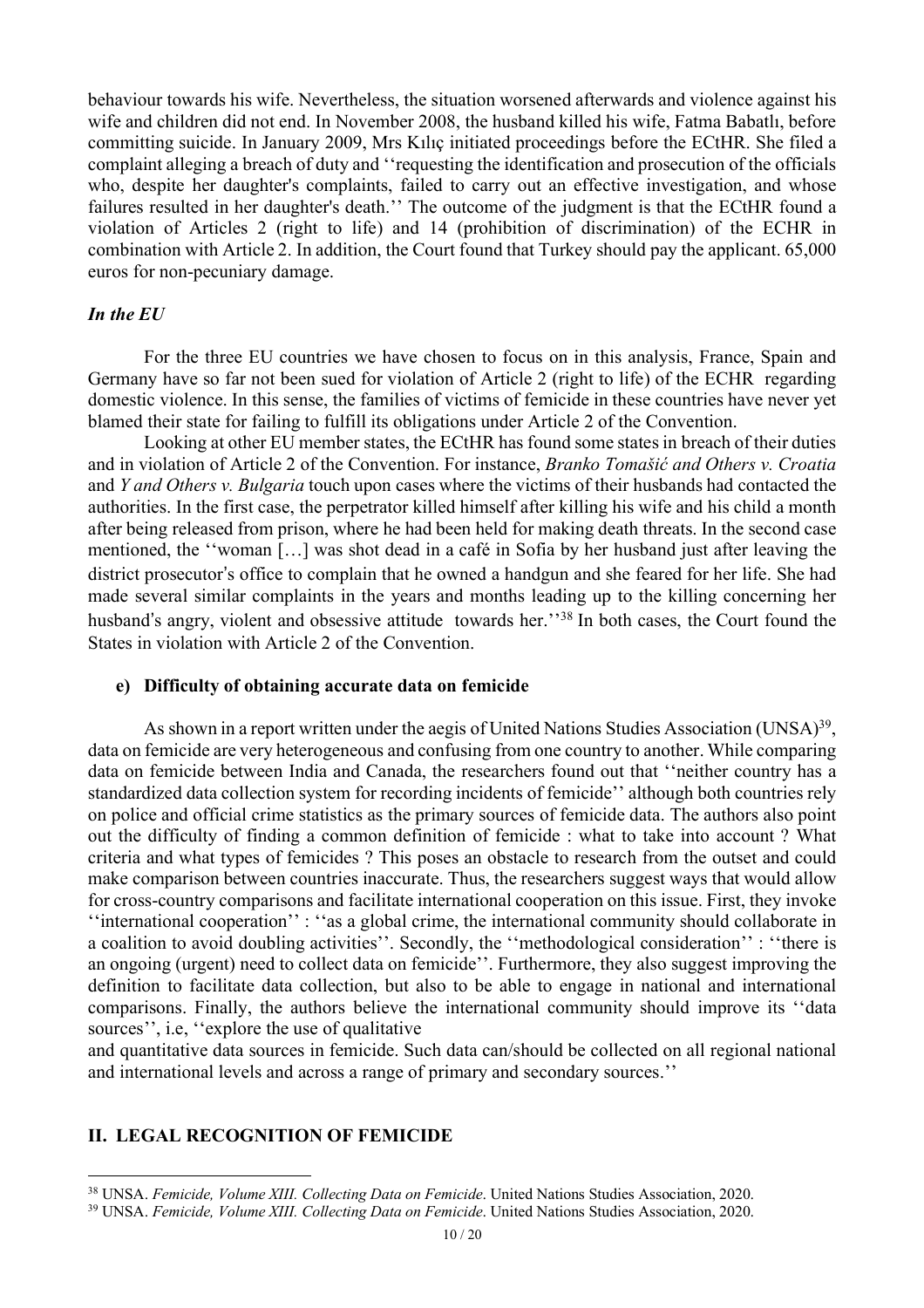behaviour towards his wife. Nevertheless, the situation worsened afterwards and violence against his wife and children did not end. In November 2008, the husband killed his wife, Fatma Babatlı, before committing suicide. In January 2009, Mrs Kılıç initiated proceedings before the ECtHR. She filed a complaint alleging a breach of duty and ''requesting the identification and prosecution of the officials who, despite her daughter's complaints, failed to carry out an effective investigation, and whose failures resulted in her daughter's death.'' The outcome of the judgment is that the ECtHR found a violation of Articles 2 (right to life) and 14 (prohibition of discrimination) of the ECHR in combination with Article 2. In addition, the Court found that Turkey should pay the applicant. 65,000 euros for non-pecuniary damage.

### *In the EU*

For the three EU countries we have chosen to focus on in this analysis, France, Spain and Germany have so far not been sued for violation of Article 2 (right to life) of the ECHR regarding domestic violence. In this sense, the families of victims of femicide in these countries have never yet blamed their state for failing to fulfill its obligations under Article 2 of the Convention.

Looking at other EU member states, the ECtHR has found some states in breach of their duties and in violation of Article 2 of the Convention. For instance, *Branko Tomašić and Others v. Croatia* and *Y and Others v. Bulgaria* touch upon cases where the victims of their husbands had contacted the authorities. In the first case, the perpetrator killed himself after killing his wife and his child a month after being released from prison, where he had been held for making death threats. In the second case mentioned, the ''woman […] was shot dead in a café in Sofia by her husband just after leaving the district prosecutor's office to complain that he owned a handgun and she feared for her life. She had made several similar complaints in the years and months leading up to the killing concerning her husband's angry, violent and obsessive attitude towards her.''[38] In both cases, the Court found the States in violation with Article 2 of the Convention.

#### e) Difficulty of obtaining accurate data on femicide

As shown in a report written under the aegis of United Nations Studies Association (UNSA)[39], data on femicide are very heterogeneous and confusing from one country to another. While comparing data on femicide between India and Canada, the researchers found out that ''neither country has a standardized data collection system for recording incidents of femicide'' although both countries rely on police and official crime statistics as the primary sources of femicide data. The authors also point out the difficulty of finding a common definition of femicide : what to take into account ? What criteria and what types of femicides ? This poses an obstacle to research from the outset and could make comparison between countries inaccurate. Thus, the researchers suggest ways that would allow for cross-country comparisons and facilitate international cooperation on this issue. First, they invoke ''international cooperation'' : ''as a global crime, the international community should collaborate in a coalition to avoid doubling activities''. Secondly, the ''methodological consideration'' : ''there is an ongoing (urgent) need to collect data on femicide''. Furthermore, they also suggest improving the definition to facilitate data collection, but also to be able to engage in national and international comparisons. Finally, the authors believe the international community should improve its ''data sources'', i.e, ''explore the use of qualitative and quantitative data sources in femicide. Such data can/should be collected on all regional national and international levels and across a range of primary and secondary sources.''

## II. LEGAL RECOGNITION OF FEMICIDE

[38] UNSA. *Femicide, Volume XIII. Collecting Data on Femicide*. United Nations Studies Association, 2020.

[39] UNSA. *Femicide, Volume XIII. Collecting Data on Femicide*. United Nations Studies Association, 2020.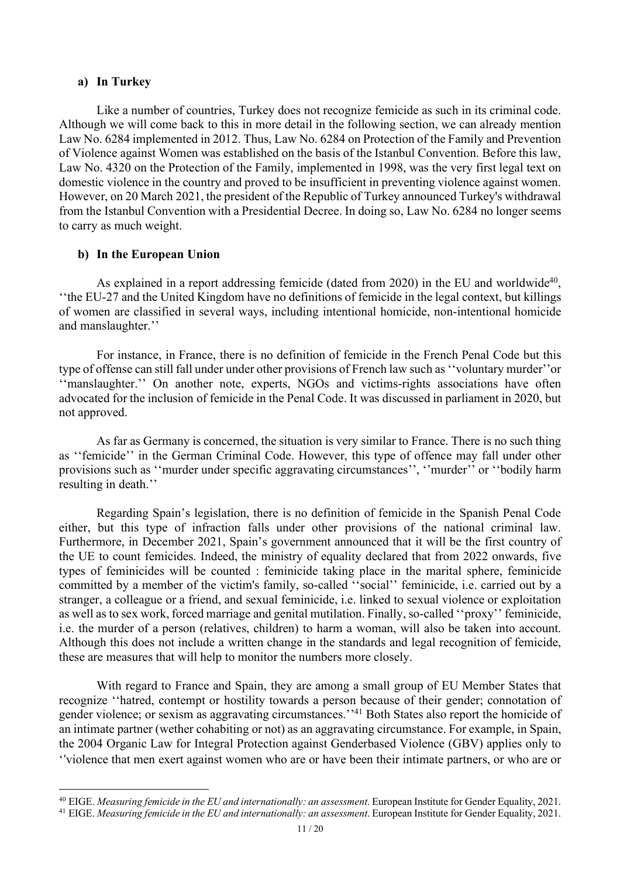**a) In Turkey**

Like a number of countries, Turkey does not recognize femicide as such in its criminal code. Although we will come back to this in more detail in the following section, we can already mention Law No. 6284 implemented in 2012. Thus, Law No. 6284 on Protection of the Family and Prevention of Violence against Women was established on the basis of the Istanbul Convention. Before this law, Law No. 4320 on the Protection of the Family, implemented in 1998, was the very first legal text on domestic violence in the country and proved to be insufficient in preventing violence against women. However, on 20 March 2021, the president of the Republic of Turkey announced Turkey's withdrawal from the Istanbul Convention with a Presidential Decree. In doing so, Law No. 6284 no longer seems to carry as much weight.

**b) In the European Union**

As explained in a report addressing femicide (dated from 2020) in the EU and worldwide[40], ''the EU-27 and the United Kingdom have no definitions of femicide in the legal context, but killings of women are classified in several ways, including intentional homicide, non-intentional homicide and manslaughter.''

For instance, in France, there is no definition of femicide in the French Penal Code but this type of offense can still fall under under other provisions of French law such as ''voluntary murder''or ''manslaughter.'' On another note, experts, NGOs and victims-rights associations have often advocated for the inclusion of femicide in the Penal Code. It was discussed in parliament in 2020, but not approved.

As far as Germany is concerned, the situation is very similar to France. There is no such thing as ''femicide'' in the German Criminal Code. However, this type of offence may fall under other provisions such as ''murder under specific aggravating circumstances'', ''murder'' or ''bodily harm resulting in death.''

Regarding Spain's legislation, there is no definition of femicide in the Spanish Penal Code either, but this type of infraction falls under other provisions of the national criminal law. Furthermore, in December 2021, Spain's government announced that it will be the first country of the UE to count femicides. Indeed, the ministry of equality declared that from 2022 onwards, five types of feminicides will be counted : feminicide taking place in the marital sphere, feminicide committed by a member of the victim's family, so-called ''social'' feminicide, i.e. carried out by a stranger, a colleague or a friend, and sexual feminicide, i.e. linked to sexual violence or exploitation as well as to sex work, forced marriage and genital mutilation. Finally, so-called ''proxy'' feminicide, i.e. the murder of a person (relatives, children) to harm a woman, will also be taken into account. Although this does not include a written change in the standards and legal recognition of femicide, these are measures that will help to monitor the numbers more closely.

With regard to France and Spain, they are among a small group of EU Member States that recognize ''hatred, contempt or hostility towards a person because of their gender; connotation of gender violence; or sexism as aggravating circumstances.''[41] Both States also report the homicide of an intimate partner (wether cohabiting or not) as an aggravating circumstance. For example, in Spain, the 2004 Organic Law for Integral Protection against Genderbased Violence (GBV) applies only to ''violence that men exert against women who are or have been their intimate partners, or who are or

[40] EIGE. *Measuring femicide in the EU and internationally: an assessment*. European Institute for Gender Equality, 2021.

[41] EIGE. *Measuring femicide in the EU and internationally: an assessment*. European Institute for Gender Equality, 2021.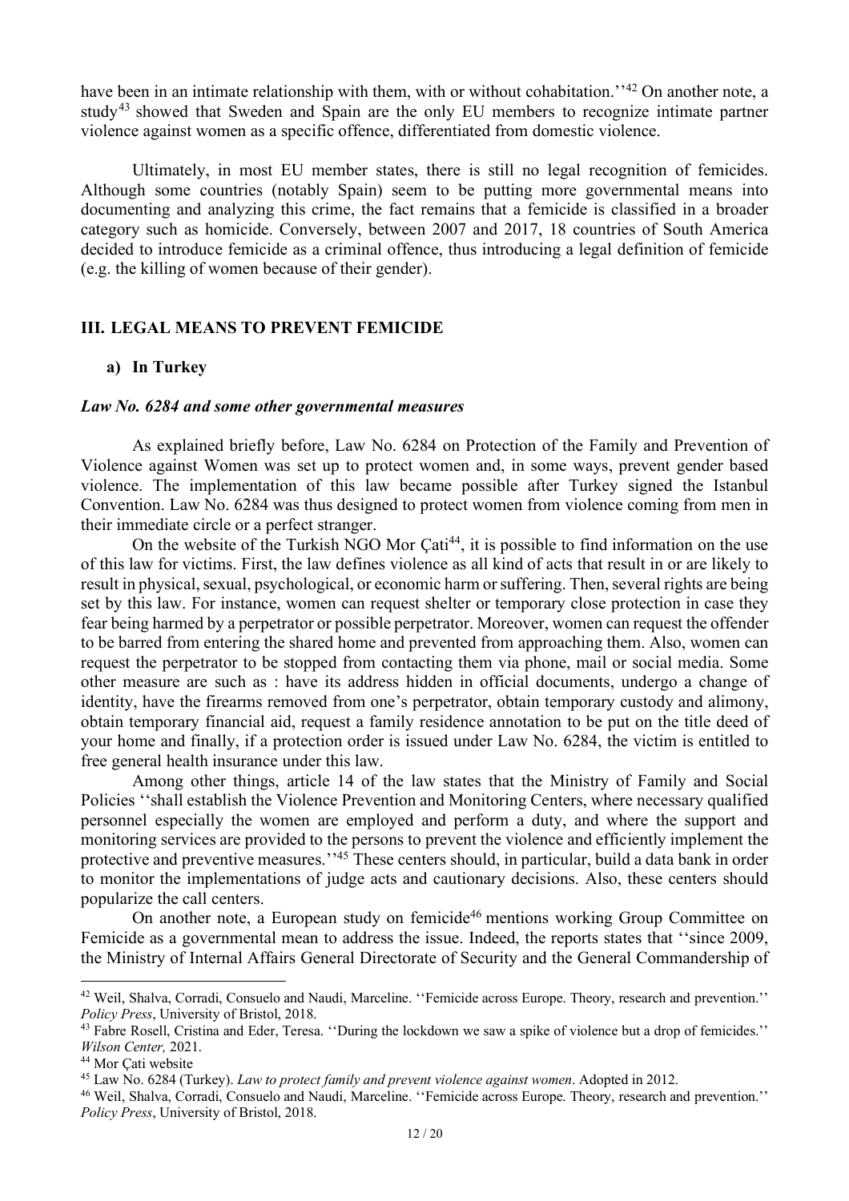have been in an intimate relationship with them, with or without cohabitation.''[42] On another note, a study[43] showed that Sweden and Spain are the only EU members to recognize intimate partner violence against women as a specific offence, differentiated from domestic violence.

Ultimately, in most EU member states, there is still no legal recognition of femicides. Although some countries (notably Spain) seem to be putting more governmental means into documenting and analyzing this crime, the fact remains that a femicide is classified in a broader category such as homicide. Conversely, between 2007 and 2017, 18 countries of South America decided to introduce femicide as a criminal offence, thus introducing a legal definition of femicide (e.g. the killing of women because of their gender).

## III. LEGAL MEANS TO PREVENT FEMICIDE

### a) In Turkey

#### *Law No. 6284 and some other governmental measures*

As explained briefly before, Law No. 6284 on Protection of the Family and Prevention of Violence against Women was set up to protect women and, in some ways, prevent gender based violence. The implementation of this law became possible after Turkey signed the Istanbul Convention. Law No. 6284 was thus designed to protect women from violence coming from men in their immediate circle or a perfect stranger.

On the website of the Turkish NGO Mor Çati[44], it is possible to find information on the use of this law for victims. First, the law defines violence as all kind of acts that result in or are likely to result in physical, sexual, psychological, or economic harm or suffering. Then, several rights are being set by this law. For instance, women can request shelter or temporary close protection in case they fear being harmed by a perpetrator or possible perpetrator. Moreover, women can request the offender to be barred from entering the shared home and prevented from approaching them. Also, women can request the perpetrator to be stopped from contacting them via phone, mail or social media. Some other measure are such as : have its address hidden in official documents, undergo a change of identity, have the firearms removed from one's perpetrator, obtain temporary custody and alimony, obtain temporary financial aid, request a family residence annotation to be put on the title deed of your home and finally, if a protection order is issued under Law No. 6284, the victim is entitled to free general health insurance under this law.

Among other things, article 14 of the law states that the Ministry of Family and Social Policies ''shall establish the Violence Prevention and Monitoring Centers, where necessary qualified personnel especially the women are employed and perform a duty, and where the support and monitoring services are provided to the persons to prevent the violence and efficiently implement the protective and preventive measures.''[45] These centers should, in particular, build a data bank in order to monitor the implementations of judge acts and cautionary decisions. Also, these centers should popularize the call centers.

On another note, a European study on femicide[46] mentions working Group Committee on Femicide as a governmental mean to address the issue. Indeed, the reports states that ''since 2009, the Ministry of Internal Affairs General Directorate of Security and the General Commandership of

---

[42] Weil, Shalva, Corradi, Consuelo and Naudi, Marceline. ''Femicide across Europe. Theory, research and prevention.'' *Policy Press*, University of Bristol, 2018.

[43] Fabre Rosell, Cristina and Eder, Teresa. ''During the lockdown we saw a spike of violence but a drop of femicides.'' *Wilson Center,* 2021.

[44] Mor Çati website

[45] Law No. 6284 (Turkey). *Law to protect family and prevent violence against women*. Adopted in 2012.

[46] Weil, Shalva, Corradi, Consuelo and Naudi, Marceline. ''Femicide across Europe. Theory, research and prevention.'' *Policy Press*, University of Bristol, 2018.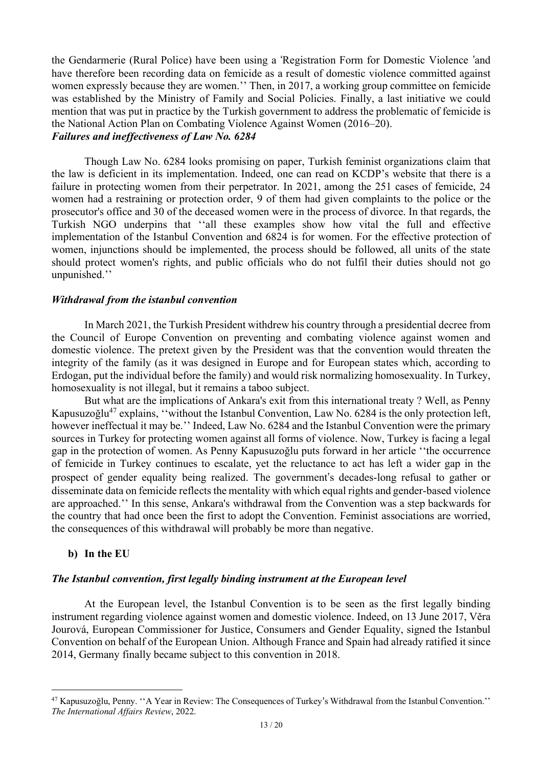the Gendarmerie (Rural Police) have been using a 'Registration Form for Domestic Violence 'and have therefore been recording data on femicide as a result of domestic violence committed against women expressly because they are women.'' Then, in 2017, a working group committee on femicide was established by the Ministry of Family and Social Policies. Finally, a last initiative we could mention that was put in practice by the Turkish government to address the problematic of femicide is the National Action Plan on Combating Violence Against Women (2016–20).

***Failures and ineffectiveness of Law No. 6284***

Though Law No. 6284 looks promising on paper, Turkish feminist organizations claim that the law is deficient in its implementation. Indeed, one can read on KCDP's website that there is a failure in protecting women from their perpetrator. In 2021, among the 251 cases of femicide, 24 women had a restraining or protection order, 9 of them had given complaints to the police or the prosecutor's office and 30 of the deceased women were in the process of divorce. In that regards, the Turkish NGO underpins that ''all these examples show how vital the full and effective implementation of the Istanbul Convention and 6824 is for women. For the effective protection of women, injunctions should be implemented, the process should be followed, all units of the state should protect women's rights, and public officials who do not fulfil their duties should not go unpunished.''

***Withdrawal from the istanbul convention***

In March 2021, the Turkish President withdrew his country through a presidential decree from the Council of Europe Convention on preventing and combating violence against women and domestic violence. The pretext given by the President was that the convention would threaten the integrity of the family (as it was designed in Europe and for European states which, according to Erdogan, put the individual before the family) and would risk normalizing homosexuality. In Turkey, homosexuality is not illegal, but it remains a taboo subject.

But what are the implications of Ankara's exit from this international treaty ? Well, as Penny Kapusuzoğlu[47] explains, ''without the Istanbul Convention, Law No. 6284 is the only protection left, however ineffectual it may be.'' Indeed, Law No. 6284 and the Istanbul Convention were the primary sources in Turkey for protecting women against all forms of violence. Now, Turkey is facing a legal gap in the protection of women. As Penny Kapusuzoğlu puts forward in her article ''the occurrence of femicide in Turkey continues to escalate, yet the reluctance to act has left a wider gap in the prospect of gender equality being realized. The government's decades-long refusal to gather or disseminate data on femicide reflects the mentality with which equal rights and gender-based violence are approached.'' In this sense, Ankara's withdrawal from the Convention was a step backwards for the country that had once been the first to adopt the Convention. Feminist associations are worried, the consequences of this withdrawal will probably be more than negative.

**b) In the EU**

***The Istanbul convention, first legally binding instrument at the European level***

At the European level, the Istanbul Convention is to be seen as the first legally binding instrument regarding violence against women and domestic violence. Indeed, on 13 June 2017, Věra Jourová, European Commissioner for Justice, Consumers and Gender Equality, signed the Istanbul Convention on behalf of the European Union. Although France and Spain had already ratified it since 2014, Germany finally became subject to this convention in 2018.

---

[47] Kapusuzoğlu, Penny. ''A Year in Review: The Consequences of Turkey's Withdrawal from the Istanbul Convention.'' *The International Affairs Review*, 2022.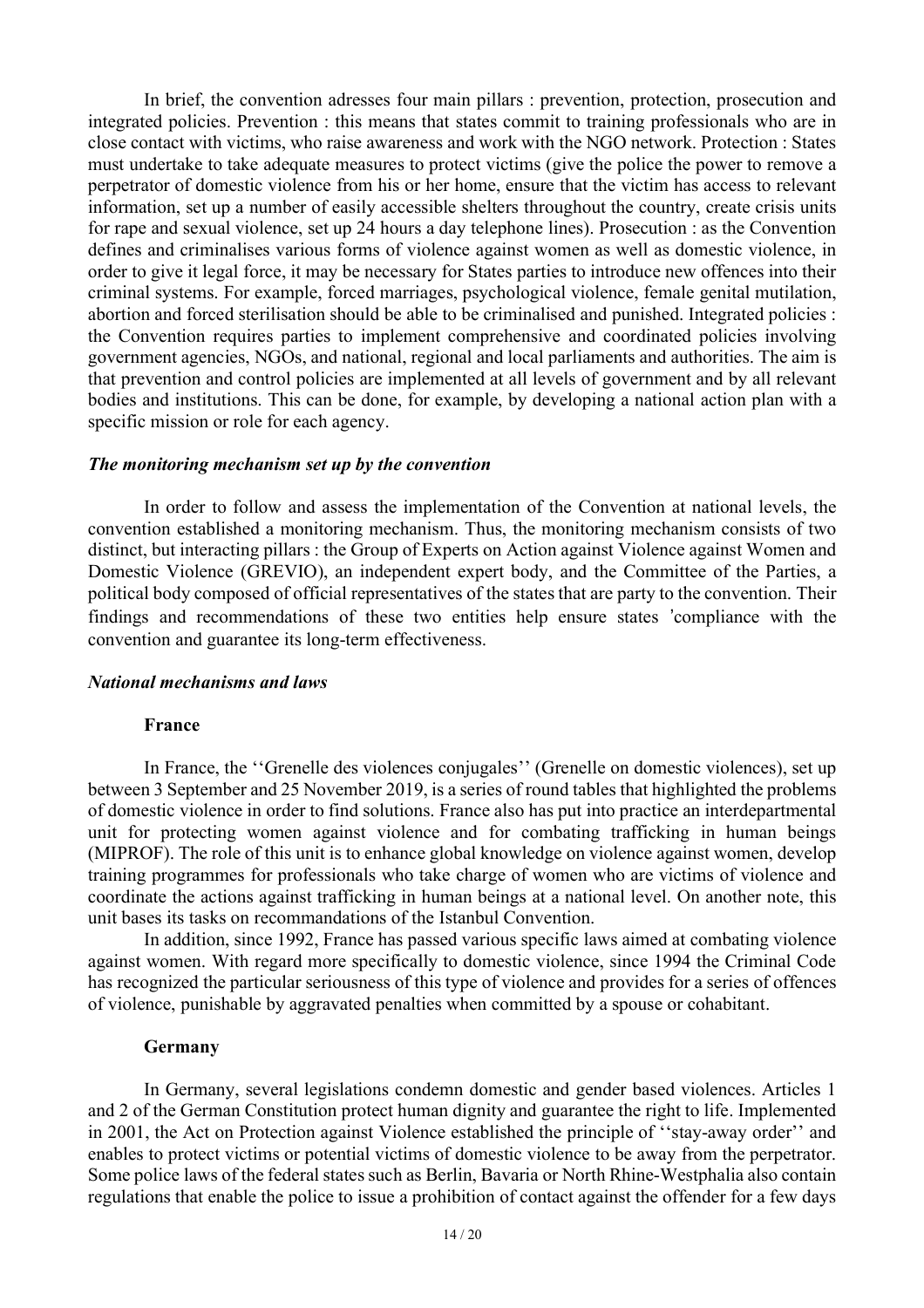In brief, the convention adresses four main pillars : prevention, protection, prosecution and integrated policies. Prevention : this means that states commit to training professionals who are in close contact with victims, who raise awareness and work with the NGO network. Protection : States must undertake to take adequate measures to protect victims (give the police the power to remove a perpetrator of domestic violence from his or her home, ensure that the victim has access to relevant information, set up a number of easily accessible shelters throughout the country, create crisis units for rape and sexual violence, set up 24 hours a day telephone lines). Prosecution : as the Convention defines and criminalises various forms of violence against women as well as domestic violence, in order to give it legal force, it may be necessary for States parties to introduce new offences into their criminal systems. For example, forced marriages, psychological violence, female genital mutilation, abortion and forced sterilisation should be able to be criminalised and punished. Integrated policies : the Convention requires parties to implement comprehensive and coordinated policies involving government agencies, NGOs, and national, regional and local parliaments and authorities. The aim is that prevention and control policies are implemented at all levels of government and by all relevant bodies and institutions. This can be done, for example, by developing a national action plan with a specific mission or role for each agency.

### *The monitoring mechanism set up by the convention*

In order to follow and assess the implementation of the Convention at national levels, the convention established a monitoring mechanism. Thus, the monitoring mechanism consists of two distinct, but interacting pillars : the Group of Experts on Action against Violence against Women and Domestic Violence (GREVIO), an independent expert body, and the Committee of the Parties, a political body composed of official representatives of the states that are party to the convention. Their findings and recommendations of these two entities help ensure states 'compliance with the convention and guarantee its long-term effectiveness.

### *National mechanisms and laws*

#### **France**

In France, the ''Grenelle des violences conjugales'' (Grenelle on domestic violences), set up between 3 September and 25 November 2019, is a series of round tables that highlighted the problems of domestic violence in order to find solutions. France also has put into practice an interdepartmental unit for protecting women against violence and for combating trafficking in human beings (MIPROF). The role of this unit is to enhance global knowledge on violence against women, develop training programmes for professionals who take charge of women who are victims of violence and coordinate the actions against trafficking in human beings at a national level. On another note, this unit bases its tasks on recommandations of the Istanbul Convention.

In addition, since 1992, France has passed various specific laws aimed at combating violence against women. With regard more specifically to domestic violence, since 1994 the Criminal Code has recognized the particular seriousness of this type of violence and provides for a series of offences of violence, punishable by aggravated penalties when committed by a spouse or cohabitant.

#### **Germany**

In Germany, several legislations condemn domestic and gender based violences. Articles 1 and 2 of the German Constitution protect human dignity and guarantee the right to life. Implemented in 2001, the Act on Protection against Violence established the principle of ''stay-away order'' and enables to protect victims or potential victims of domestic violence to be away from the perpetrator. Some police laws of the federal states such as Berlin, Bavaria or North Rhine-Westphalia also contain regulations that enable the police to issue a prohibition of contact against the offender for a few days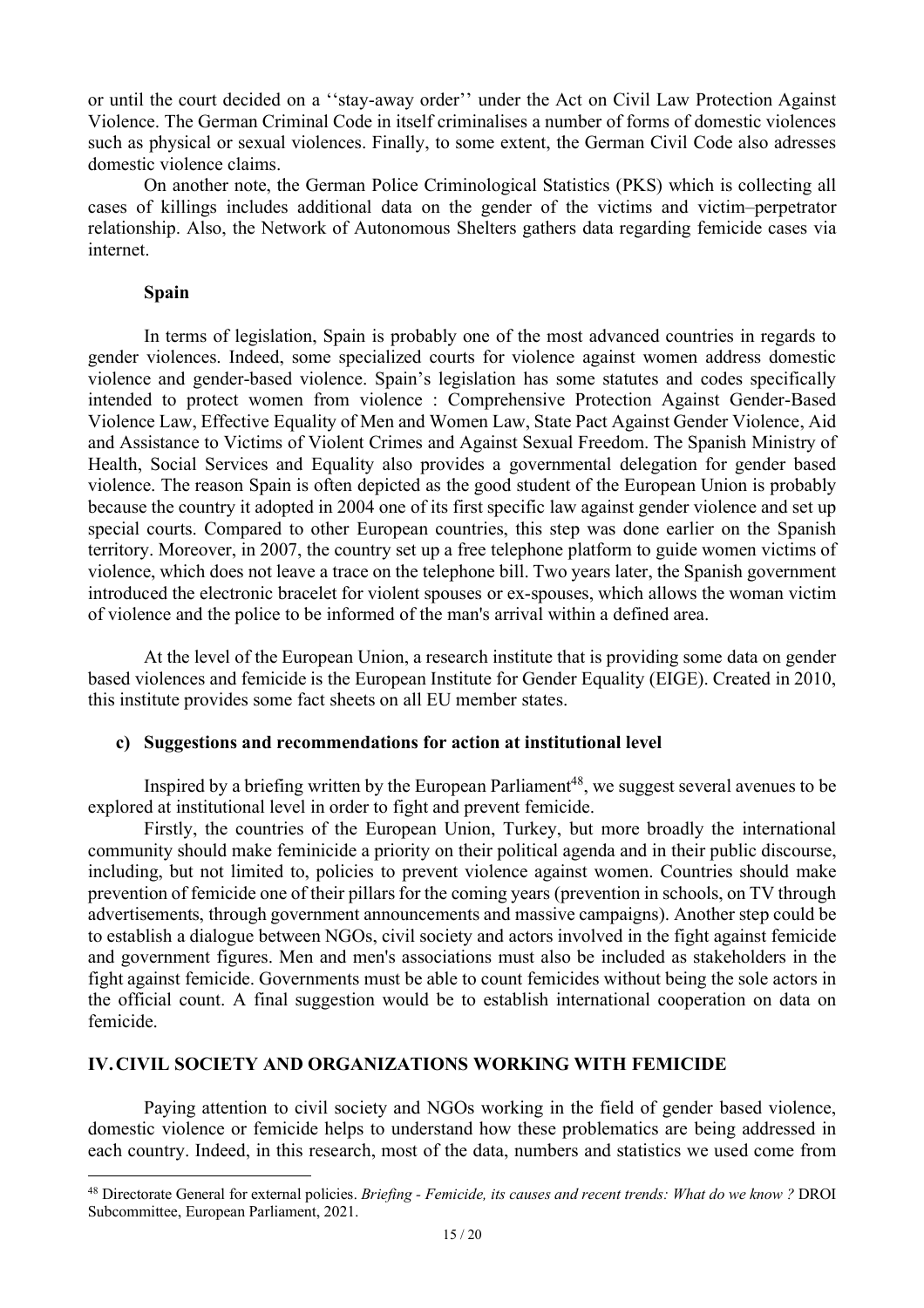or until the court decided on a ‘‘stay-away order’’ under the Act on Civil Law Protection Against Violence. The German Criminal Code in itself criminalises a number of forms of domestic violences such as physical or sexual violences. Finally, to some extent, the German Civil Code also adresses domestic violence claims.

On another note, the German Police Criminological Statistics (PKS) which is collecting all cases of killings includes additional data on the gender of the victims and victim–perpetrator relationship. Also, the Network of Autonomous Shelters gathers data regarding femicide cases via internet.

**Spain**

In terms of legislation, Spain is probably one of the most advanced countries in regards to gender violences. Indeed, some specialized courts for violence against women address domestic violence and gender-based violence. Spain’s legislation has some statutes and codes specifically intended to protect women from violence : Comprehensive Protection Against Gender-Based Violence Law, Effective Equality of Men and Women Law, State Pact Against Gender Violence, Aid and Assistance to Victims of Violent Crimes and Against Sexual Freedom. The Spanish Ministry of Health, Social Services and Equality also provides a governmental delegation for gender based violence. The reason Spain is often depicted as the good student of the European Union is probably because the country it adopted in 2004 one of its first specific law against gender violence and set up special courts. Compared to other European countries, this step was done earlier on the Spanish territory. Moreover, in 2007, the country set up a free telephone platform to guide women victims of violence, which does not leave a trace on the telephone bill. Two years later, the Spanish government introduced the electronic bracelet for violent spouses or ex-spouses, which allows the woman victim of violence and the police to be informed of the man's arrival within a defined area.

At the level of the European Union, a research institute that is providing some data on gender based violences and femicide is the European Institute for Gender Equality (EIGE). Created in 2010, this institute provides some fact sheets on all EU member states.

### c) Suggestions and recommendations for action at institutional level

Inspired by a briefing written by the European Parliament[48], we suggest several avenues to be explored at institutional level in order to fight and prevent femicide.

Firstly, the countries of the European Union, Turkey, but more broadly the international community should make feminicide a priority on their political agenda and in their public discourse, including, but not limited to, policies to prevent violence against women. Countries should make prevention of femicide one of their pillars for the coming years (prevention in schools, on TV through advertisements, through government announcements and massive campaigns). Another step could be to establish a dialogue between NGOs, civil society and actors involved in the fight against femicide and government figures. Men and men's associations must also be included as stakeholders in the fight against femicide. Governments must be able to count femicides without being the sole actors in the official count. A final suggestion would be to establish international cooperation on data on femicide.

## IV. CIVIL SOCIETY AND ORGANIZATIONS WORKING WITH FEMICIDE

Paying attention to civil society and NGOs working in the field of gender based violence, domestic violence or femicide helps to understand how these problematics are being addressed in each country. Indeed, in this research, most of the data, numbers and statistics we used come from

---

[48] Directorate General for external policies. *Briefing - Femicide, its causes and recent trends: What do we know ?* DROI Subcommittee, European Parliament, 2021.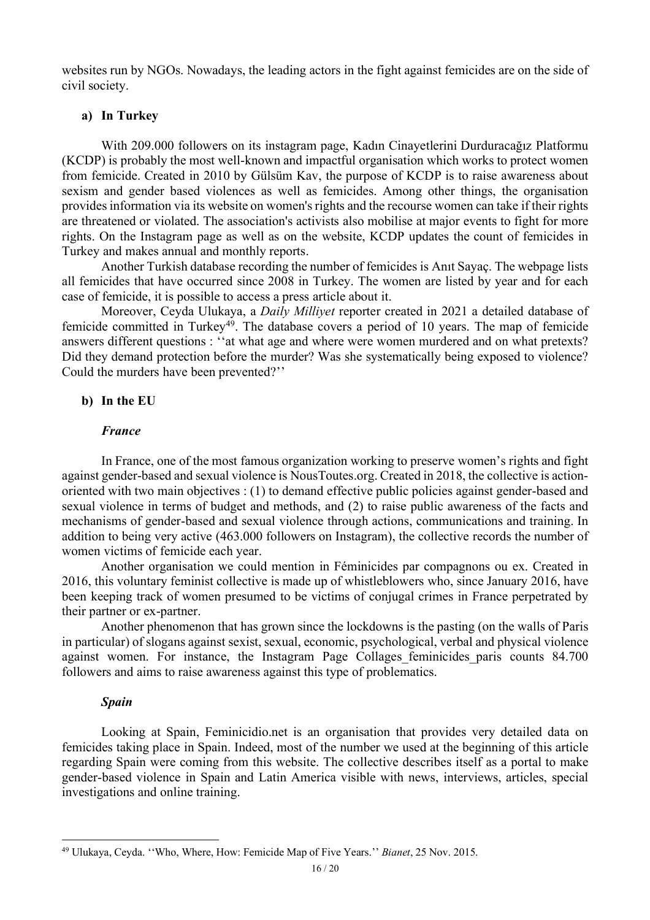websites run by NGOs. Nowadays, the leading actors in the fight against femicides are on the side of civil society.

### a) In Turkey

With 209.000 followers on its instagram page, Kadın Cinayetlerini Durduracağız Platformu (KCDP) is probably the most well-known and impactful organisation which works to protect women from femicide. Created in 2010 by Gülsüm Kav, the purpose of KCDP is to raise awareness about sexism and gender based violences as well as femicides. Among other things, the organisation provides information via its website on women's rights and the recourse women can take if their rights are threatened or violated. The association's activists also mobilise at major events to fight for more rights. On the Instagram page as well as on the website, KCDP updates the count of femicides in Turkey and makes annual and monthly reports.

Another Turkish database recording the number of femicides is Anıt Sayaç. The webpage lists all femicides that have occurred since 2008 in Turkey. The women are listed by year and for each case of femicide, it is possible to access a press article about it.

Moreover, Ceyda Ulukaya, a *Daily Milliyet* reporter created in 2021 a detailed database of femicide committed in Turkey[49]. The database covers a period of 10 years. The map of femicide answers different questions : ''at what age and where were women murdered and on what pretexts? Did they demand protection before the murder? Was she systematically being exposed to violence? Could the murders have been prevented?''

### b) In the EU

#### *France*

In France, one of the most famous organization working to preserve women's rights and fight against gender-based and sexual violence is NousToutes.org. Created in 2018, the collective is action-oriented with two main objectives : (1) to demand effective public policies against gender-based and sexual violence in terms of budget and methods, and (2) to raise public awareness of the facts and mechanisms of gender-based and sexual violence through actions, communications and training. In addition to being very active (463.000 followers on Instagram), the collective records the number of women victims of femicide each year.

Another organisation we could mention in Féminicides par compagnons ou ex. Created in 2016, this voluntary feminist collective is made up of whistleblowers who, since January 2016, have been keeping track of women presumed to be victims of conjugal crimes in France perpetrated by their partner or ex-partner.

Another phenomenon that has grown since the lockdowns is the pasting (on the walls of Paris in particular) of slogans against sexist, sexual, economic, psychological, verbal and physical violence against women. For instance, the Instagram Page Collages_feminicides_paris counts 84.700 followers and aims to raise awareness against this type of problematics.

#### *Spain*

Looking at Spain, Feminicidio.net is an organisation that provides very detailed data on femicides taking place in Spain. Indeed, most of the number we used at the beginning of this article regarding Spain were coming from this website. The collective describes itself as a portal to make gender-based violence in Spain and Latin America visible with news, interviews, articles, special investigations and online training.

---

[49] Ulukaya, Ceyda. ''Who, Where, How: Femicide Map of Five Years.'' *Bianet*, 25 Nov. 2015.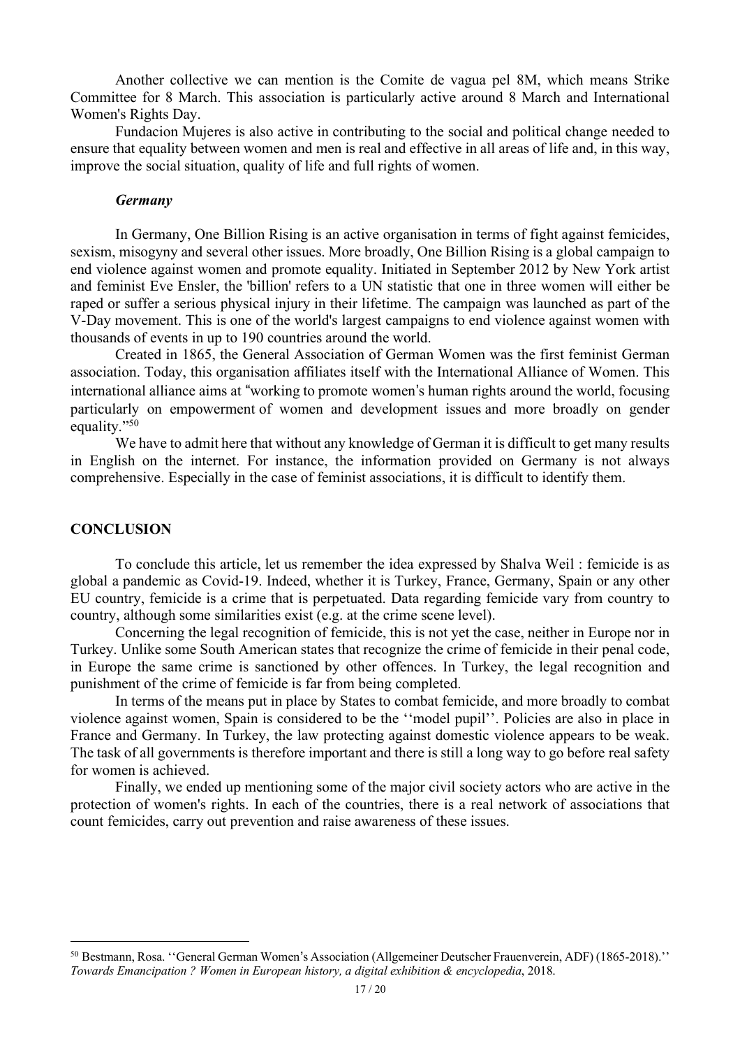Another collective we can mention is the Comite de vagua pel 8M, which means Strike Committee for 8 March. This association is particularly active around 8 March and International Women's Rights Day.

Fundacion Mujeres is also active in contributing to the social and political change needed to ensure that equality between women and men is real and effective in all areas of life and, in this way, improve the social situation, quality of life and full rights of women.

### *Germany*

In Germany, One Billion Rising is an active organisation in terms of fight against femicides, sexism, misogyny and several other issues. More broadly, One Billion Rising is a global campaign to end violence against women and promote equality. Initiated in September 2012 by New York artist and feminist Eve Ensler, the 'billion' refers to a UN statistic that one in three women will either be raped or suffer a serious physical injury in their lifetime. The campaign was launched as part of the V-Day movement. This is one of the world's largest campaigns to end violence against women with thousands of events in up to 190 countries around the world.

Created in 1865, the General Association of German Women was the first feminist German association. Today, this organisation affiliates itself with the International Alliance of Women. This international alliance aims at "working to promote women's human rights around the world, focusing particularly on empowerment of women and development issues and more broadly on gender equality."[50]

We have to admit here that without any knowledge of German it is difficult to get many results in English on the internet. For instance, the information provided on Germany is not always comprehensive. Especially in the case of feminist associations, it is difficult to identify them.

## CONCLUSION

To conclude this article, let us remember the idea expressed by Shalva Weil : femicide is as global a pandemic as Covid-19. Indeed, whether it is Turkey, France, Germany, Spain or any other EU country, femicide is a crime that is perpetuated. Data regarding femicide vary from country to country, although some similarities exist (e.g. at the crime scene level).

Concerning the legal recognition of femicide, this is not yet the case, neither in Europe nor in Turkey. Unlike some South American states that recognize the crime of femicide in their penal code, in Europe the same crime is sanctioned by other offences. In Turkey, the legal recognition and punishment of the crime of femicide is far from being completed.

In terms of the means put in place by States to combat femicide, and more broadly to combat violence against women, Spain is considered to be the ''model pupil''. Policies are also in place in France and Germany. In Turkey, the law protecting against domestic violence appears to be weak. The task of all governments is therefore important and there is still a long way to go before real safety for women is achieved.

Finally, we ended up mentioning some of the major civil society actors who are active in the protection of women's rights. In each of the countries, there is a real network of associations that count femicides, carry out prevention and raise awareness of these issues.

---

[50] Bestmann, Rosa. ''General German Women's Association (Allgemeiner Deutscher Frauenverein, ADF) (1865-2018).'' *Towards Emancipation ? Women in European history, a digital exhibition & encyclopedia*, 2018.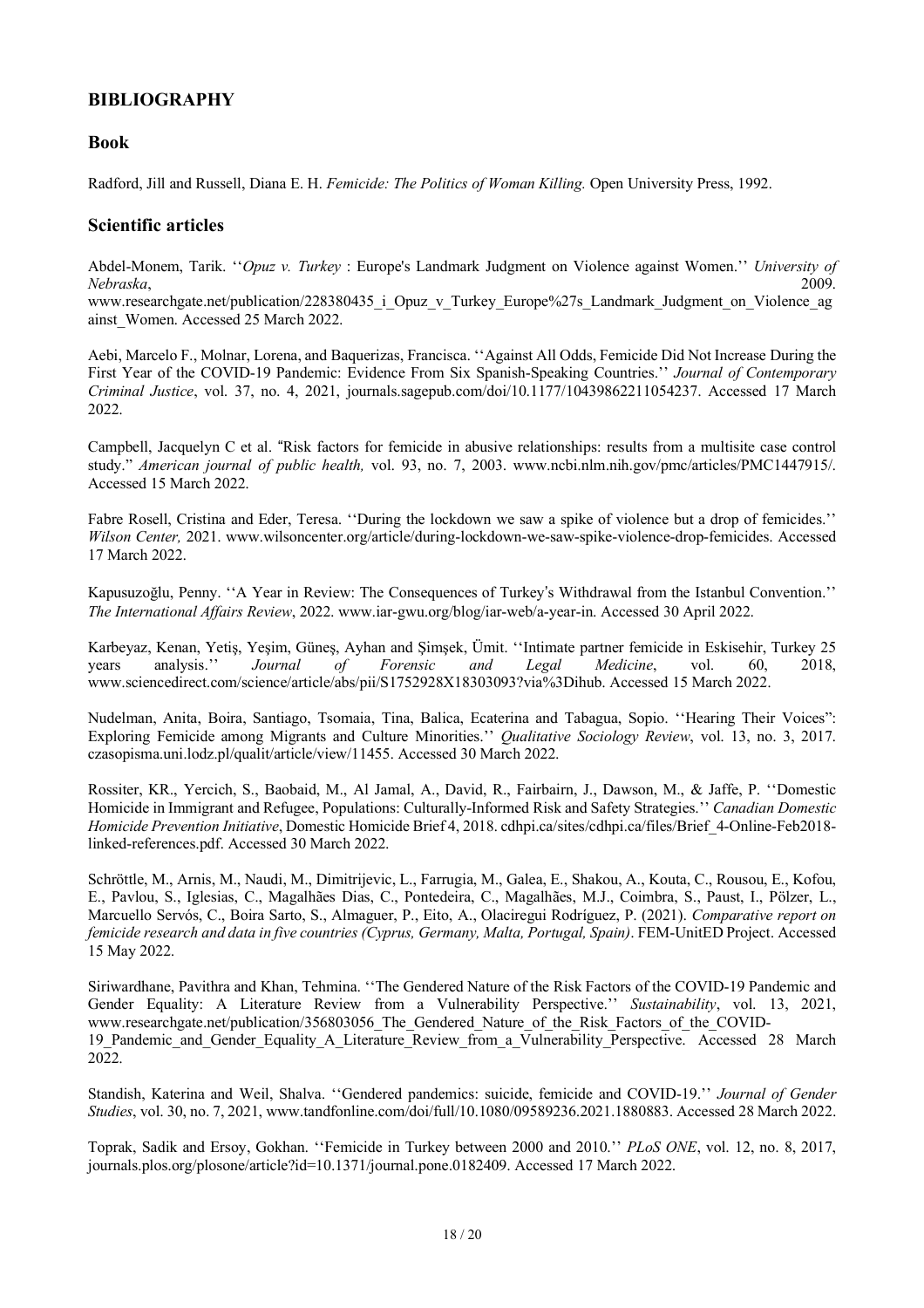## BIBLIOGRAPHY

### Book

Radford, Jill and Russell, Diana E. H. *Femicide: The Politics of Woman Killing.* Open University Press, 1992.

### Scientific articles

Abdel-Monem, Tarik. ''*Opuz v. Turkey* : Europe's Landmark Judgment on Violence against Women.'' *University of Nebraska*, 2009. www.researchgate.net/publication/228380435_i_Opuz_v_Turkey_Europe%27s_Landmark_Judgment_on_Violence_against_Women. Accessed 25 March 2022.

Aebi, Marcelo F., Molnar, Lorena, and Baquerizas, Francisca. ''Against All Odds, Femicide Did Not Increase During the First Year of the COVID-19 Pandemic: Evidence From Six Spanish-Speaking Countries.'' *Journal of Contemporary Criminal Justice*, vol. 37, no. 4, 2021, journals.sagepub.com/doi/10.1177/10439862211054237. Accessed 17 March 2022.

Campbell, Jacquelyn C et al. "Risk factors for femicide in abusive relationships: results from a multisite case control study." *American journal of public health,* vol. 93, no. 7, 2003. www.ncbi.nlm.nih.gov/pmc/articles/PMC1447915/. Accessed 15 March 2022.

Fabre Rosell, Cristina and Eder, Teresa. ''During the lockdown we saw a spike of violence but a drop of femicides.'' *Wilson Center,* 2021. www.wilsoncenter.org/article/during-lockdown-we-saw-spike-violence-drop-femicides. Accessed 17 March 2022.

Kapusuzoğlu, Penny. ''A Year in Review: The Consequences of Turkey's Withdrawal from the Istanbul Convention.'' *The International Affairs Review*, 2022. www.iar-gwu.org/blog/iar-web/a-year-in. Accessed 30 April 2022.

Karbeyaz, Kenan, Yetiş, Yeşim, Güneş, Ayhan and Şimşek, Ümit. ''Intimate partner femicide in Eskisehir, Turkey 25 years analysis.'' *Journal of Forensic and Legal Medicine*, vol. 60, 2018, www.sciencedirect.com/science/article/abs/pii/S1752928X18303093?via%3Dihub. Accessed 15 March 2022.

Nudelman, Anita, Boira, Santiago, Tsomaia, Tina, Balica, Ecaterina and Tabagua, Sopio. ''Hearing Their Voices": Exploring Femicide among Migrants and Culture Minorities.'' *Qualitative Sociology Review*, vol. 13, no. 3, 2017. czasopisma.uni.lodz.pl/qualit/article/view/11455. Accessed 30 March 2022.

Rossiter, KR., Yercich, S., Baobaid, M., Al Jamal, A., David, R., Fairbairn, J., Dawson, M., & Jaffe, P. ''Domestic Homicide in Immigrant and Refugee, Populations: Culturally-Informed Risk and Safety Strategies.'' *Canadian Domestic Homicide Prevention Initiative*, Domestic Homicide Brief 4, 2018. cdhpi.ca/sites/cdhpi.ca/files/Brief_4-Online-Feb2018-linked-references.pdf. Accessed 30 March 2022.

Schröttle, M., Arnis, M., Naudi, M., Dimitrijevic, L., Farrugia, M., Galea, E., Shakou, A., Kouta, C., Rousou, E., Kofou, E., Pavlou, S., Iglesias, C., Magalhães Dias, C., Pontedeira, C., Magalhães, M.J., Coimbra, S., Paust, I., Pölzer, L., Marcuello Servós, C., Boira Sarto, S., Almaguer, P., Eito, A., Olaciregui Rodríguez, P. (2021). *Comparative report on femicide research and data in five countries (Cyprus, Germany, Malta, Portugal, Spain)*. FEM-UnitED Project. Accessed 15 May 2022.

Siriwardhane, Pavithra and Khan, Tehmina. ''The Gendered Nature of the Risk Factors of the COVID-19 Pandemic and Gender Equality: A Literature Review from a Vulnerability Perspective.'' *Sustainability*, vol. 13, 2021, www.researchgate.net/publication/356803056_The_Gendered_Nature_of_the_Risk_Factors_of_the_COVID-19_Pandemic_and_Gender_Equality_A_Literature_Review_from_a_Vulnerability_Perspective. Accessed 28 March 2022.

Standish, Katerina and Weil, Shalva. ''Gendered pandemics: suicide, femicide and COVID-19.'' *Journal of Gender Studies*, vol. 30, no. 7, 2021, www.tandfonline.com/doi/full/10.1080/09589236.2021.1880883. Accessed 28 March 2022.

Toprak, Sadik and Ersoy, Gokhan. ''Femicide in Turkey between 2000 and 2010.'' *PLoS ONE*, vol. 12, no. 8, 2017, journals.plos.org/plosone/article?id=10.1371/journal.pone.0182409. Accessed 17 March 2022.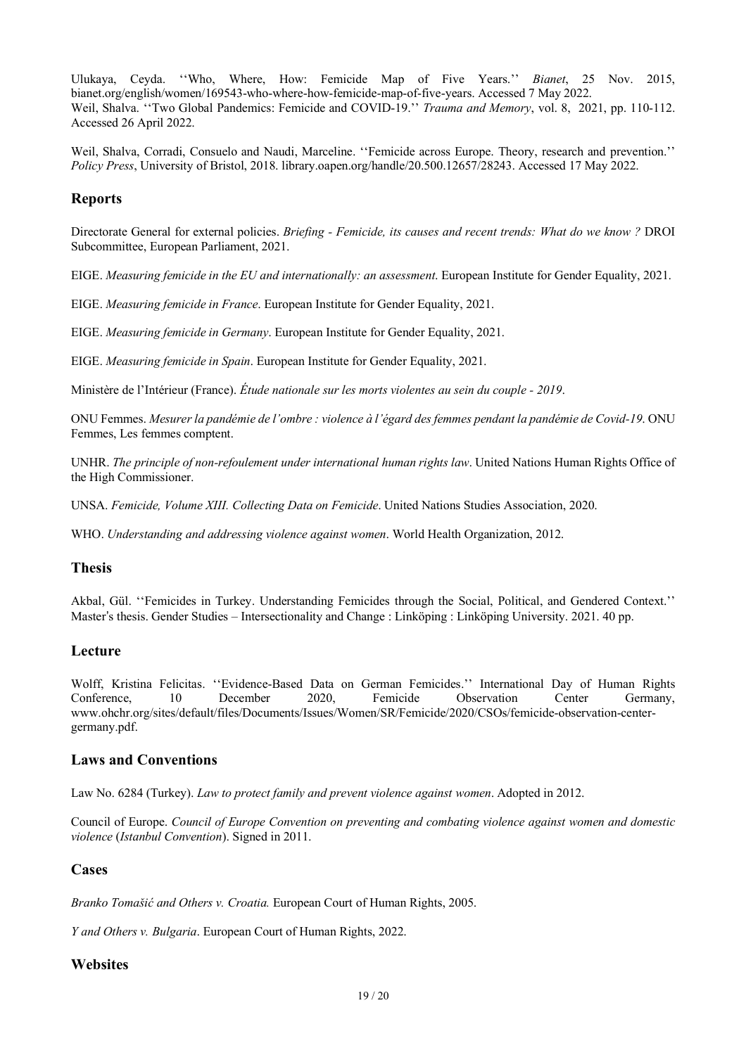Ulukaya, Ceyda. ''Who, Where, How: Femicide Map of Five Years.'' *Bianet*, 25 Nov. 2015, bianet.org/english/women/169543-who-where-how-femicide-map-of-five-years. Accessed 7 May 2022.
Weil, Shalva. ''Two Global Pandemics: Femicide and COVID-19.'' *Trauma and Memory*, vol. 8, 2021, pp. 110-112. Accessed 26 April 2022.

Weil, Shalva, Corradi, Consuelo and Naudi, Marceline. ''Femicide across Europe. Theory, research and prevention.'' *Policy Press*, University of Bristol, 2018. library.oapen.org/handle/20.500.12657/28243. Accessed 17 May 2022.

## Reports

Directorate General for external policies. *Briefing - Femicide, its causes and recent trends: What do we know ?* DROI Subcommittee, European Parliament, 2021.

EIGE. *Measuring femicide in the EU and internationally: an assessment*. European Institute for Gender Equality, 2021.

EIGE. *Measuring femicide in France*. European Institute for Gender Equality, 2021.

EIGE. *Measuring femicide in Germany*. European Institute for Gender Equality, 2021.

EIGE. *Measuring femicide in Spain*. European Institute for Gender Equality, 2021.

Ministère de l'Intérieur (France). *Étude nationale sur les morts violentes au sein du couple - 2019*.

ONU Femmes. *Mesurer la pandémie de l'ombre : violence à l'égard des femmes pendant la pandémie de Covid-19*. ONU Femmes, Les femmes comptent.

UNHR. *The principle of non-refoulement under international human rights law*. United Nations Human Rights Office of the High Commissioner.

UNSA. *Femicide, Volume XIII. Collecting Data on Femicide*. United Nations Studies Association, 2020.

WHO. *Understanding and addressing violence against women*. World Health Organization, 2012.

## Thesis

Akbal, Gül. ''Femicides in Turkey. Understanding Femicides through the Social, Political, and Gendered Context.'' Master's thesis. Gender Studies – Intersectionality and Change : Linköping : Linköping University. 2021. 40 pp.

## Lecture

Wolff, Kristina Felicitas. ''Evidence-Based Data on German Femicides.'' International Day of Human Rights Conference, 10 December 2020, Femicide Observation Center Germany, www.ohchr.org/sites/default/files/Documents/Issues/Women/SR/Femicide/2020/CSOs/femicide-observation-center-germany.pdf.

## Laws and Conventions

Law No. 6284 (Turkey). *Law to protect family and prevent violence against women*. Adopted in 2012.

Council of Europe. *Council of Europe Convention on preventing and combating violence against women and domestic violence* (*Istanbul Convention*). Signed in 2011.

## Cases

*Branko Tomašić and Others v. Croatia.* European Court of Human Rights, 2005.

*Y and Others v. Bulgaria*. European Court of Human Rights, 2022.

## Websites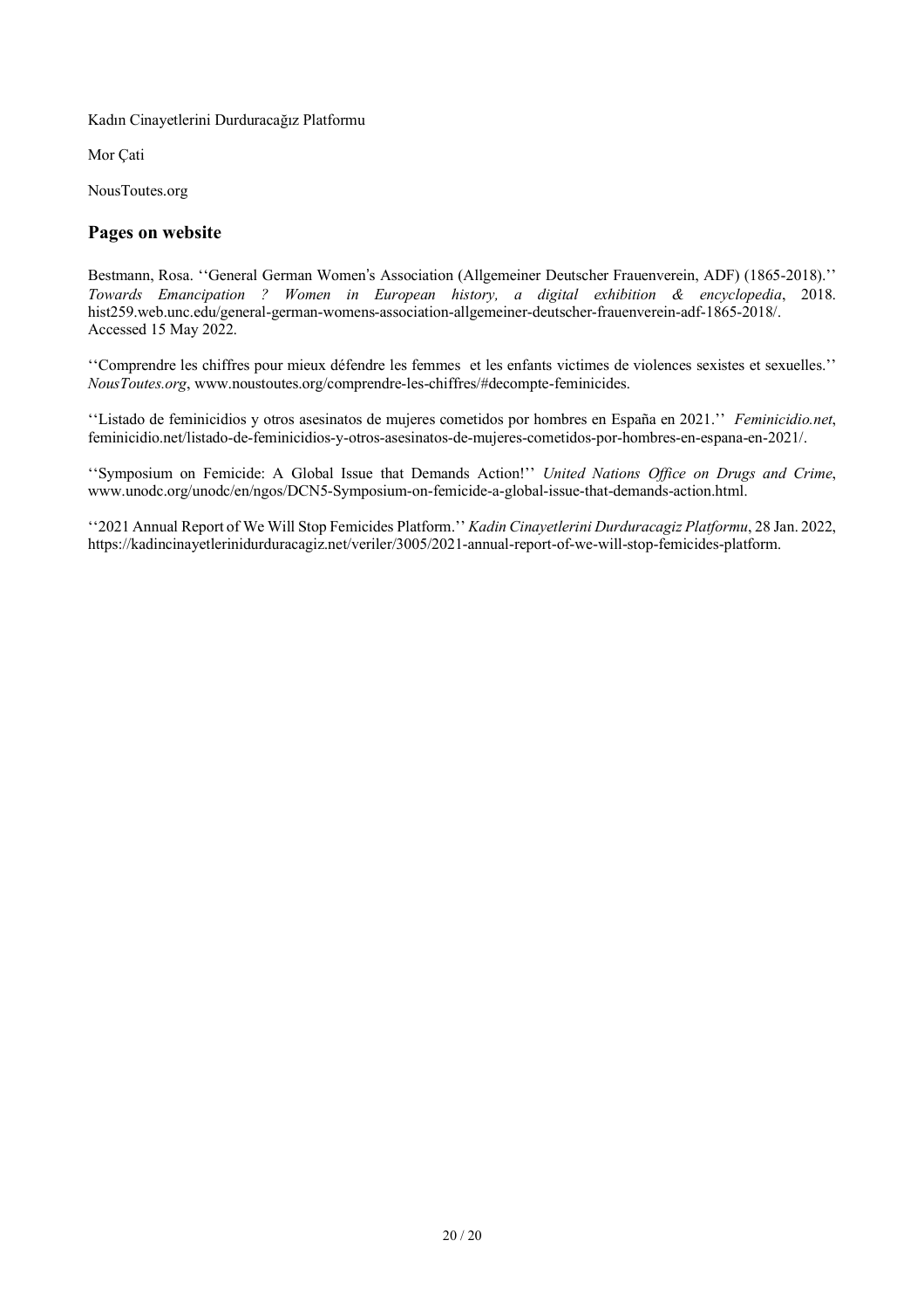Kadın Cinayetlerini Durduracağız Platformu

Mor Çati

NousToutes.org

## Pages on website

Bestmann, Rosa. ''General German Women's Association (Allgemeiner Deutscher Frauenverein, ADF) (1865-2018).'' *Towards Emancipation ? Women in European history, a digital exhibition & encyclopedia*, 2018. hist259.web.unc.edu/general-german-womens-association-allgemeiner-deutscher-frauenverein-adf-1865-2018/. Accessed 15 May 2022.

''Comprendre les chiffres pour mieux défendre les femmes et les enfants victimes de violences sexistes et sexuelles.'' *NousToutes.org*, www.noustoutes.org/comprendre-les-chiffres/#decompte-feminicides.

''Listado de feminicidios y otros asesinatos de mujeres cometidos por hombres en España en 2021.'' *Feminicidio.net*, feminicidio.net/listado-de-feminicidios-y-otros-asesinatos-de-mujeres-cometidos-por-hombres-en-espana-en-2021/.

''Symposium on Femicide: A Global Issue that Demands Action!'' *United Nations Office on Drugs and Crime*, www.unodc.org/unodc/en/ngos/DCN5-Symposium-on-femicide-a-global-issue-that-demands-action.html.

''2021 Annual Report of We Will Stop Femicides Platform.'' *Kadin Cinayetlerini Durduracagiz Platformu*, 28 Jan. 2022, https://kadincinayetlerinidurduracagiz.net/veriler/3005/2021-annual-report-of-we-will-stop-femicides-platform.